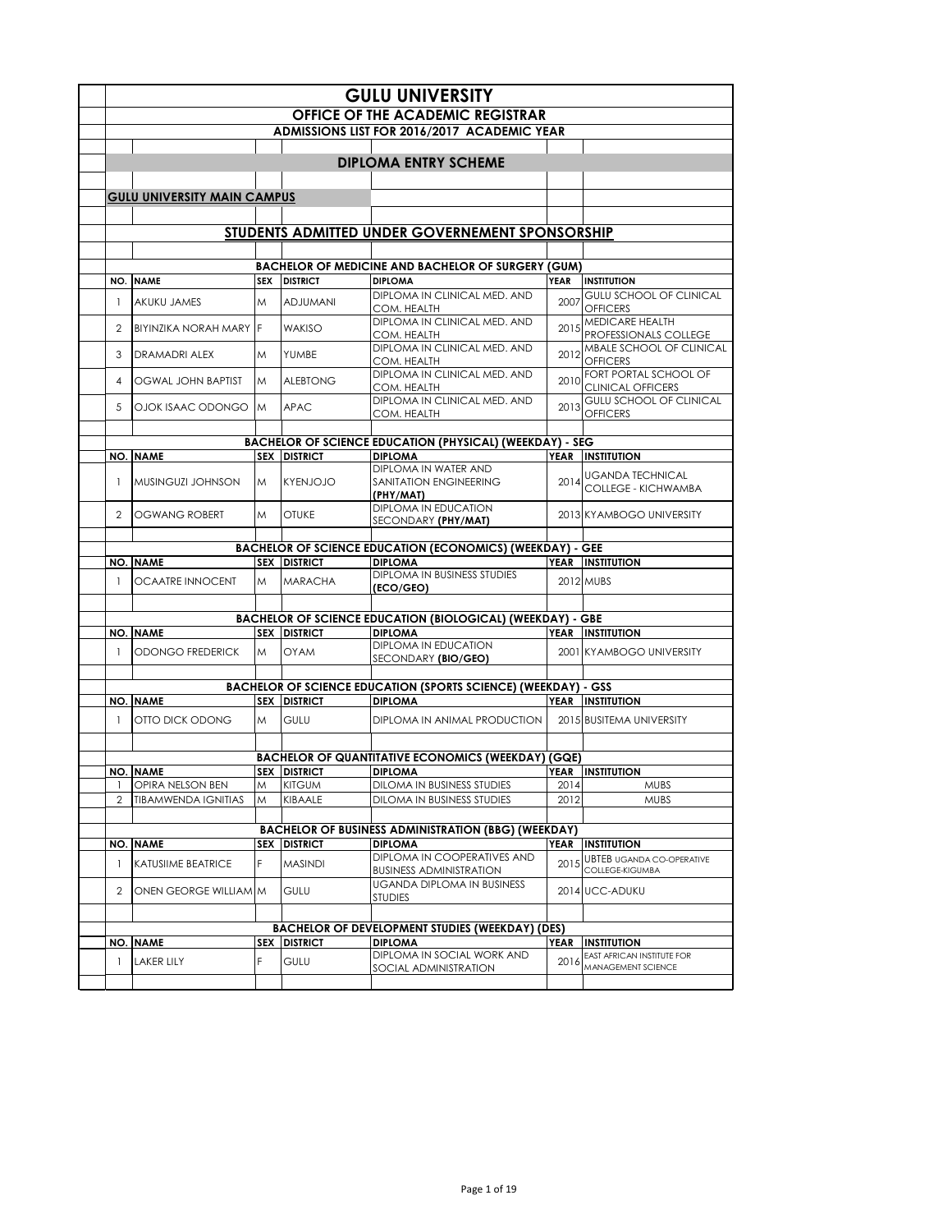# GULU UNIVERSITY

## OFFICE OF THE ACADEMIC REGISTRAR

### ADMISSIONS LIST FOR 2016/2017 ACADEMIC YEAR

## DIPLOMA ENTRY SCHEME

### GULU UNIVERSITY MAIN CAMPUS

### STUDENTS ADMITTED UNDER GOVERNEMENT SPONSORSHIP

**BACHELOR OF MEDICINE AND BACHELOR OF SURGERY (GUM)**

| NO. | NAME | SEX | DISTRICT | DIPLOMA | YEAR | INSTITUTION |
|---|---|---|---|---|---|---|
| 1 | AKUKU JAMES | M | ADJUMANI | DIPLOMA IN CLINICAL MED. AND COM. HEALTH | 2007 | GULU SCHOOL OF CLINICAL OFFICERS |
| 2 | BIYINZIKA NORAH MARY | F | WAKISO | DIPLOMA IN CLINICAL MED. AND COM. HEALTH | 2015 | MEDICARE HEALTH PROFESSIONALS COLLEGE |
| 3 | DRAMADRI ALEX | M | YUMBE | DIPLOMA IN CLINICAL MED. AND COM. HEALTH | 2012 | MBALE SCHOOL OF CLINICAL OFFICERS |
| 4 | OGWAL JOHN BAPTIST | M | ALEBTONG | DIPLOMA IN CLINICAL MED. AND COM. HEALTH | 2010 | FORT PORTAL SCHOOL OF CLINICAL OFFICERS |
| 5 | OJOK ISAAC ODONGO | M | APAC | DIPLOMA IN CLINICAL MED. AND COM. HEALTH | 2013 | GULU SCHOOL OF CLINICAL OFFICERS |

**BACHELOR OF SCIENCE EDUCATION (PHYSICAL) (WEEKDAY) - SEG**

| NO. | NAME | SEX | DISTRICT | DIPLOMA | YEAR | INSTITUTION |
|---|---|---|---|---|---|---|
| 1 | MUSINGUZI JOHNSON | M | KYENJOJO | DIPLOMA IN WATER AND SANITATION ENGINEERING **(PHY/MAT)** | 2014 | UGANDA TECHNICAL COLLEGE - KICHWAMBA |
| 2 | OGWANG ROBERT | M | OTUKE | DIPLOMA IN EDUCATION SECONDARY **(PHY/MAT)** | 2013 | KYAMBOGO UNIVERSITY |

**BACHELOR OF SCIENCE EDUCATION (ECONOMICS) (WEEKDAY) - GEE**

| NO. | NAME | SEX | DISTRICT | DIPLOMA | YEAR | INSTITUTION |
|---|---|---|---|---|---|---|
| 1 | OCAATRE INNOCENT | M | MARACHA | DIPLOMA IN BUSINESS STUDIES **(ECO/GEO)** | 2012 | MUBS |

**BACHELOR OF SCIENCE EDUCATION (BIOLOGICAL) (WEEKDAY) - GBE**

| NO. | NAME | SEX | DISTRICT | DIPLOMA | YEAR | INSTITUTION |
|---|---|---|---|---|---|---|
| 1 | ODONGO FREDERICK | M | OYAM | DIPLOMA IN EDUCATION SECONDARY **(BIO/GEO)** | 2001 | KYAMBOGO UNIVERSITY |

**BACHELOR OF SCIENCE EDUCATION (SPORTS SCIENCE) (WEEKDAY) - GSS**

| NO. | NAME | SEX | DISTRICT | DIPLOMA | YEAR | INSTITUTION |
|---|---|---|---|---|---|---|
| 1 | OTTO DICK ODONG | M | GULU | DIPLOMA IN ANIMAL PRODUCTION | 2015 | BUSITEMA UNIVERSITY |

**BACHELOR OF QUANTITATIVE ECONOMICS (WEEKDAY) (GQE)**

| NO. | NAME | SEX | DISTRICT | DIPLOMA | YEAR | INSTITUTION |
|---|---|---|---|---|---|---|
| 1 | OPIRA NELSON BEN | M | KITGUM | DILOMA IN BUSINESS STUDIES | 2014 | MUBS |
| 2 | TIBAMWENDA IGNITIAS | M | KIBAALE | DILOMA IN BUSINESS STUDIES | 2012 | MUBS |

**BACHELOR OF BUSINESS ADMINISTRATION (BBG) (WEEKDAY)**

| NO. | NAME | SEX | DISTRICT | DIPLOMA | YEAR | INSTITUTION |
|---|---|---|---|---|---|---|
| 1 | KATUSIIME BEATRICE | F | MASINDI | DIPLOMA IN COOPERATIVES AND BUSINESS ADMINISTRATION | 2015 | UBTEB UGANDA CO-OPERATIVE COLLEGE-KIGUMBA |
| 2 | ONEN GEORGE WILLIAM | M | GULU | UGANDA DIPLOMA IN BUSINESS STUDIES | 2014 | UCC-ADUKU |

**BACHELOR OF DEVELOPMENT STUDIES (WEEKDAY) (DES)**

| NO. | NAME | SEX | DISTRICT | DIPLOMA | YEAR | INSTITUTION |
|---|---|---|---|---|---|---|
| 1 | LAKER LILY | F | GULU | DIPLOMA IN SOCIAL WORK AND SOCIAL ADMINISTRATION | 2016 | EAST AFRICAN INSTITUTE FOR MANAGEMENT SCIENCE |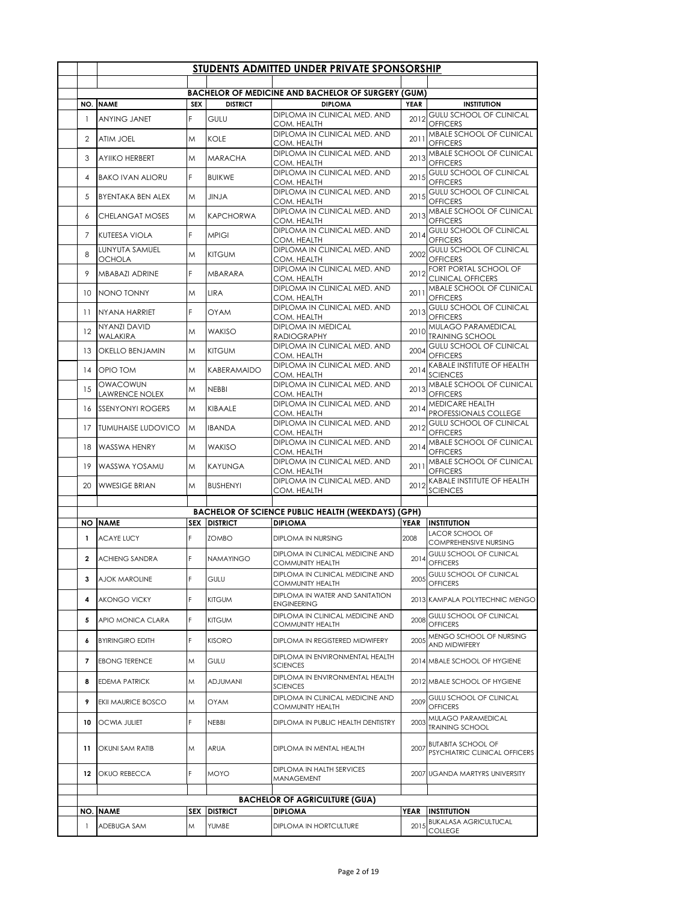## STUDENTS ADMITTED UNDER PRIVATE SPONSORSHIP

### BACHELOR OF MEDICINE AND BACHELOR OF SURGERY (GUM)

| NO. | NAME | SEX | DISTRICT | DIPLOMA | YEAR | INSTITUTION |
|---|---|---|---|---|---|---|
| 1 | ANYING JANET | F | GULU | DIPLOMA IN CLINICAL MED. AND COM. HEALTH | 2012 | GULU SCHOOL OF CLINICAL OFFICERS |
| 2 | ATIM JOEL | M | KOLE | DIPLOMA IN CLINICAL MED. AND COM. HEALTH | 2011 | MBALE SCHOOL OF CLINICAL OFFICERS |
| 3 | AYIIKO HERBERT | M | MARACHA | DIPLOMA IN CLINICAL MED. AND COM. HEALTH | 2013 | MBALE SCHOOL OF CLINICAL OFFICERS |
| 4 | BAKO IVAN ALIORU | F | BUIKWE | DIPLOMA IN CLINICAL MED. AND COM. HEALTH | 2015 | GULU SCHOOL OF CLINICAL OFFICERS |
| 5 | BYENTAKA BEN ALEX | M | JINJA | DIPLOMA IN CLINICAL MED. AND COM. HEALTH | 2015 | GULU SCHOOL OF CLINICAL OFFICERS |
| 6 | CHELANGAT MOSES | M | KAPCHORWA | DIPLOMA IN CLINICAL MED. AND COM. HEALTH | 2013 | MBALE SCHOOL OF CLINICAL OFFICERS |
| 7 | KUTEESA VIOLA | F | MPIGI | DIPLOMA IN CLINICAL MED. AND COM. HEALTH | 2014 | GULU SCHOOL OF CLINICAL OFFICERS |
| 8 | LUNYUTA SAMUEL OCHOLA | M | KITGUM | DIPLOMA IN CLINICAL MED. AND COM. HEALTH | 2002 | GULU SCHOOL OF CLINICAL OFFICERS |
| 9 | MBABAZI ADRINE | F | MBARARA | DIPLOMA IN CLINICAL MED. AND COM. HEALTH | 2012 | FORT PORTAL SCHOOL OF CLINICAL OFFICERS |
| 10 | NONO TONNY | M | LIRA | DIPLOMA IN CLINICAL MED. AND COM. HEALTH | 2011 | MBALE SCHOOL OF CLINICAL OFFICERS |
| 11 | NYANA HARRIET | F | OYAM | DIPLOMA IN CLINICAL MED. AND COM. HEALTH | 2013 | GULU SCHOOL OF CLINICAL OFFICERS |
| 12 | NYANZI DAVID WALAKIRA | M | WAKISO | DIPLOMA IN MEDICAL RADIOGRAPHY | 2010 | MULAGO PARAMEDICAL TRAINING SCHOOL |
| 13 | OKELLO BENJAMIN | M | KITGUM | DIPLOMA IN CLINICAL MED. AND COM. HEALTH | 2004 | GULU SCHOOL OF CLINICAL OFFICERS |
| 14 | OPIO TOM | M | KABERAMAIDO | DIPLOMA IN CLINICAL MED. AND COM. HEALTH | 2014 | KABALE INSTITUTE OF HEALTH SCIENCES |
| 15 | OWACOWUN LAWRENCE NOLEX | M | NEBBI | DIPLOMA IN CLINICAL MED. AND COM. HEALTH | 2013 | MBALE SCHOOL OF CLINICAL OFFICERS |
| 16 | SSENYONYI ROGERS | M | KIBAALE | DIPLOMA IN CLINICAL MED. AND COM. HEALTH | 2014 | MEDICARE HEALTH PROFESSIONALS COLLEGE |
| 17 | TUMUHAISE LUDOVICO | M | IBANDA | DIPLOMA IN CLINICAL MED. AND COM. HEALTH | 2012 | GULU SCHOOL OF CLINICAL OFFICERS |
| 18 | WASSWA HENRY | M | WAKISO | DIPLOMA IN CLINICAL MED. AND COM. HEALTH | 2014 | MBALE SCHOOL OF CLINICAL OFFICERS |
| 19 | WASSWA YOSAMU | M | KAYUNGA | DIPLOMA IN CLINICAL MED. AND COM. HEALTH | 2011 | MBALE SCHOOL OF CLINICAL OFFICERS |
| 20 | WWESIGE BRIAN | M | BUSHENYI | DIPLOMA IN CLINICAL MED. AND COM. HEALTH | 2012 | KABALE INSTITUTE OF HEALTH SCIENCES |

### BACHELOR OF SCIENCE PUBLIC HEALTH (WEEKDAYS) (GPH)

| NO | NAME | SEX | DISTRICT | DIPLOMA | YEAR | INSTITUTION |
|---|---|---|---|---|---|---|
| 1 | ACAYE LUCY | F | ZOMBO | DIPLOMA IN NURSING | 2008 | LACOR SCHOOL OF COMPREHENSIVE NURSING |
| 2 | ACHIENG SANDRA | F | NAMAYINGO | DIPLOMA IN CLINICAL MEDICINE AND COMMUNITY HEALTH | 2014 | GULU SCHOOL OF CLINICAL OFFICERS |
| 3 | AJOK MAROLINE | F | GULU | DIPLOMA IN CLINICAL MEDICINE AND COMMUNITY HEALTH | 2005 | GULU SCHOOL OF CLINICAL OFFICERS |
| 4 | AKONGO VICKY | F | KITGUM | DIPLOMA IN WATER AND SANITATION ENGINEERING | 2013 | KAMPALA POLYTECHNIC MENGO |
| 5 | APIO MONICA CLARA | F | KITGUM | DIPLOMA IN CLINICAL MEDICINE AND COMMUNITY HEALTH | 2008 | GULU SCHOOL OF CLINICAL OFFICERS |
| 6 | BYIRINGIRO EDITH | F | KISORO | DIPLOMA IN REGISTERED MIDWIFERY | 2005 | MENGO SCHOOL OF NURSING AND MIDWIFERY |
| 7 | EBONG TERENCE | M | GULU | DIPLOMA IN ENVIRONMENTAL HEALTH SCIENCES | 2014 | MBALE SCHOOL OF HYGIENE |
| 8 | EDEMA PATRICK | M | ADJUMANI | DIPLOMA IN ENVIRONMENTAL HEALTH SCIENCES | 2012 | MBALE SCHOOL OF HYGIENE |
| 9 | EKII MAURICE BOSCO | M | OYAM | DIPLOMA IN CLINICAL MEDICINE AND COMMUNITY HEALTH | 2009 | GULU SCHOOL OF CLINICAL OFFICERS |
| 10 | OCWIA JULIET | F | NEBBI | DIPLOMA IN PUBLIC HEALTH DENTISTRY | 2003 | MULAGO PARAMEDICAL TRAINING SCHOOL |
| 11 | OKUNI SAM RATIB | M | ARUA | DIPLOMA IN MENTAL HEALTH | 2007 | BUTABITA SCHOOL OF PSYCHIATRIC CLINICAL OFFICERS |
| 12 | OKUO REBECCA | F | MOYO | DIPLOMA IN HALTH SERVICES MANAGEMENT | 2007 | UGANDA MARTYRS UNIVERSITY |

### BACHELOR OF AGRICULTURE (GUA)

| NO. | NAME | SEX | DISTRICT | DIPLOMA | YEAR | INSTITUTION |
|---|---|---|---|---|---|---|
| 1 | ADEBUGA SAM | M | YUMBE | DIPLOMA IN HORTCULTURE | 2015 | BUKALASA AGRICULTUCAL COLLEGE |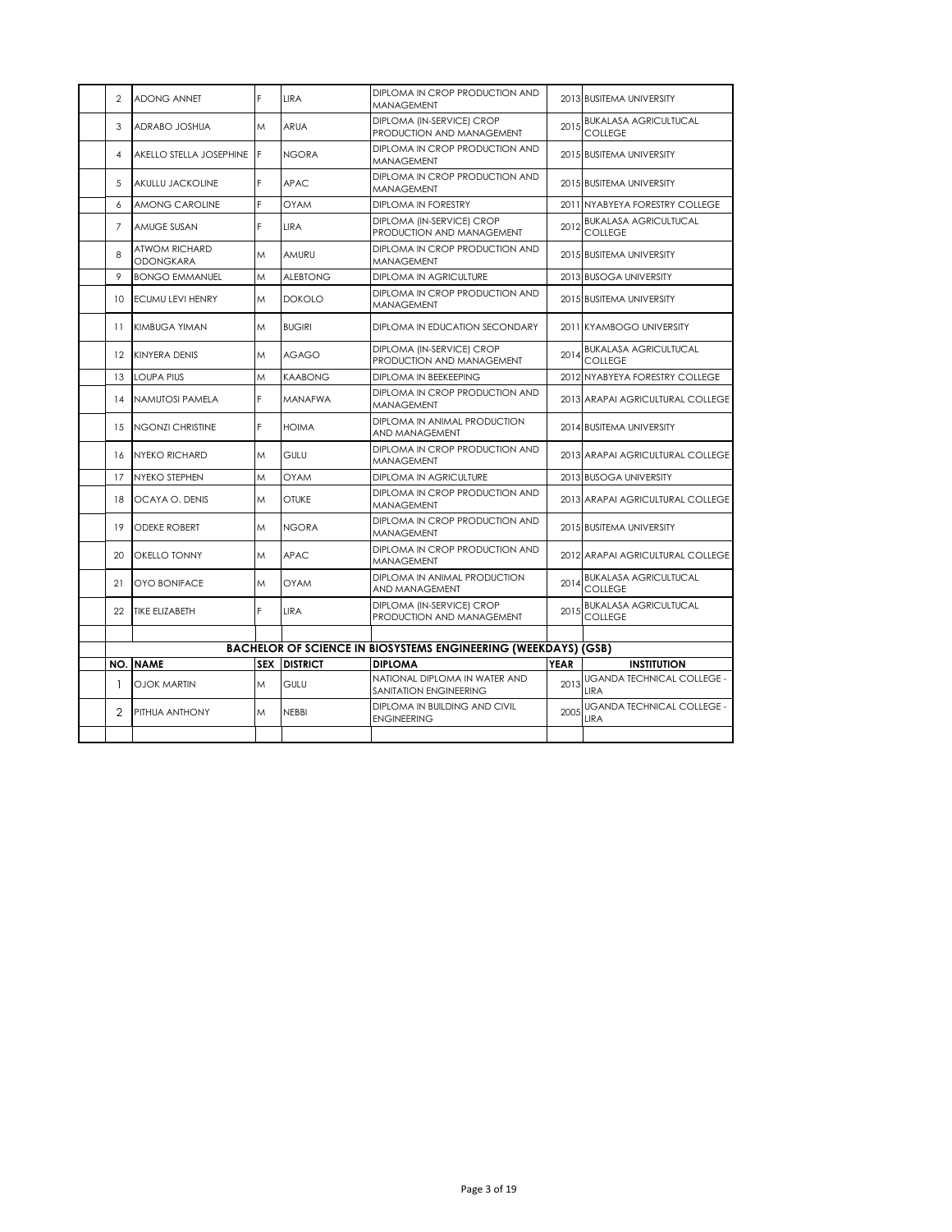| NO. | NAME | SEX | DISTRICT | DIPLOMA | YEAR | INSTITUTION |
|---|---|---|---|---|---|---|
| 2 | ADONG ANNET | F | LIRA | DIPLOMA IN CROP PRODUCTION AND MANAGEMENT | 2013 | BUSITEMA UNIVERSITY |
| 3 | ADRABO JOSHUA | M | ARUA | DIPLOMA (IN-SERVICE) CROP PRODUCTION AND MANAGEMENT | 2015 | BUKALASA AGRICULTUCAL COLLEGE |
| 4 | AKELLO STELLA JOSEPHINE | F | NGORA | DIPLOMA IN CROP PRODUCTION AND MANAGEMENT | 2015 | BUSITEMA UNIVERSITY |
| 5 | AKULLU JACKOLINE | F | APAC | DIPLOMA IN CROP PRODUCTION AND MANAGEMENT | 2015 | BUSITEMA UNIVERSITY |
| 6 | AMONG CAROLINE | F | OYAM | DIPLOMA IN FORESTRY | 2011 | NYABYEYA FORESTRY COLLEGE |
| 7 | AMUGE SUSAN | F | LIRA | DIPLOMA (IN-SERVICE) CROP PRODUCTION AND MANAGEMENT | 2012 | BUKALASA AGRICULTUCAL COLLEGE |
| 8 | ATWOM RICHARD ODONGKARA | M | AMURU | DIPLOMA IN CROP PRODUCTION AND MANAGEMENT | 2015 | BUSITEMA UNIVERSITY |
| 9 | BONGO EMMANUEL | M | ALEBTONG | DIPLOMA IN AGRICULTURE | 2013 | BUSOGA UNIVERSITY |
| 10 | ECUMU LEVI HENRY | M | DOKOLO | DIPLOMA IN CROP PRODUCTION AND MANAGEMENT | 2015 | BUSITEMA UNIVERSITY |
| 11 | KIMBUGA YIMAN | M | BUGIRI | DIPLOMA IN EDUCATION SECONDARY | 2011 | KYAMBOGO UNIVERSITY |
| 12 | KINYERA DENIS | M | AGAGO | DIPLOMA (IN-SERVICE) CROP PRODUCTION AND MANAGEMENT | 2014 | BUKALASA AGRICULTUCAL COLLEGE |
| 13 | LOUPA PIUS | M | KAABONG | DIPLOMA IN BEEKEEPING | 2012 | NYABYEYA FORESTRY COLLEGE |
| 14 | NAMUTOSI PAMELA | F | MANAFWA | DIPLOMA IN CROP PRODUCTION AND MANAGEMENT | 2013 | ARAPAI AGRICULTURAL COLLEGE |
| 15 | NGONZI CHRISTINE | F | HOIMA | DIPLOMA IN ANIMAL PRODUCTION AND MANAGEMENT | 2014 | BUSITEMA UNIVERSITY |
| 16 | NYEKO RICHARD | M | GULU | DIPLOMA IN CROP PRODUCTION AND MANAGEMENT | 2013 | ARAPAI AGRICULTURAL COLLEGE |
| 17 | NYEKO STEPHEN | M | OYAM | DIPLOMA IN AGRICULTURE | 2013 | BUSOGA UNIVERSITY |
| 18 | OCAYA O. DENIS | M | OTUKE | DIPLOMA IN CROP PRODUCTION AND MANAGEMENT | 2013 | ARAPAI AGRICULTURAL COLLEGE |
| 19 | ODEKE ROBERT | M | NGORA | DIPLOMA IN CROP PRODUCTION AND MANAGEMENT | 2015 | BUSITEMA UNIVERSITY |
| 20 | OKELLO TONNY | M | APAC | DIPLOMA IN CROP PRODUCTION AND MANAGEMENT | 2012 | ARAPAI AGRICULTURAL COLLEGE |
| 21 | OYO BONIFACE | M | OYAM | DIPLOMA IN ANIMAL PRODUCTION AND MANAGEMENT | 2014 | BUKALASA AGRICULTUCAL COLLEGE |
| 22 | TIKE ELIZABETH | F | LIRA | DIPLOMA (IN-SERVICE) CROP PRODUCTION AND MANAGEMENT | 2015 | BUKALASA AGRICULTUCAL COLLEGE |

**BACHELOR OF SCIENCE IN BIOSYSTEMS ENGINEERING (WEEKDAYS) (GSB)**

| NO. | NAME | SEX | DISTRICT | DIPLOMA | YEAR | INSTITUTION |
|---|---|---|---|---|---|---|
| 1 | OJOK MARTIN | M | GULU | NATIONAL DIPLOMA IN WATER AND SANITATION ENGINEERING | 2013 | UGANDA TECHNICAL COLLEGE - LIRA |
| 2 | PITHUA ANTHONY | M | NEBBI | DIPLOMA IN BUILDING AND CIVIL ENGINEERING | 2005 | UGANDA TECHNICAL COLLEGE - LIRA |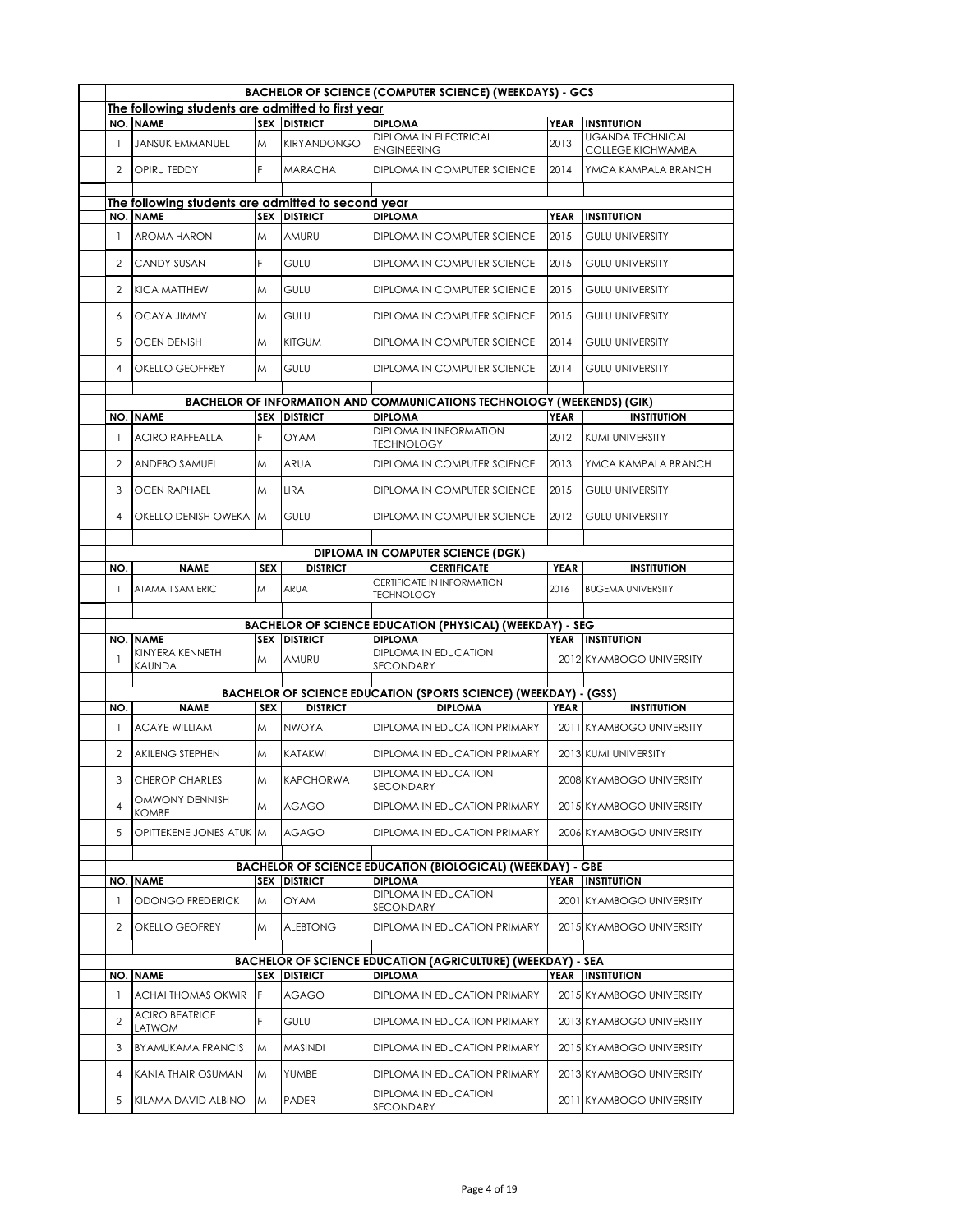## BACHELOR OF SCIENCE (COMPUTER SCIENCE) (WEEKDAYS) - GCS

**The following students are admitted to first year**

| NO. | NAME | SEX | DISTRICT | DIPLOMA | YEAR | INSTITUTION |
|---|---|---|---|---|---|---|
| 1 | JANSUK EMMANUEL | M | KIRYANDONGO | DIPLOMA IN ELECTRICAL ENGINEERING | 2013 | UGANDA TECHNICAL COLLEGE KICHWAMBA |
| 2 | OPIRU TEDDY | F | MARACHA | DIPLOMA IN COMPUTER SCIENCE | 2014 | YMCA KAMPALA BRANCH |

**The following students are admitted to second year**

| NO. | NAME | SEX | DISTRICT | DIPLOMA | YEAR | INSTITUTION |
|---|---|---|---|---|---|---|
| 1 | AROMA HARON | M | AMURU | DIPLOMA IN COMPUTER SCIENCE | 2015 | GULU UNIVERSITY |
| 2 | CANDY SUSAN | F | GULU | DIPLOMA IN COMPUTER SCIENCE | 2015 | GULU UNIVERSITY |
| 2 | KICA MATTHEW | M | GULU | DIPLOMA IN COMPUTER SCIENCE | 2015 | GULU UNIVERSITY |
| 6 | OCAYA JIMMY | M | GULU | DIPLOMA IN COMPUTER SCIENCE | 2015 | GULU UNIVERSITY |
| 5 | OCEN DENISH | M | KITGUM | DIPLOMA IN COMPUTER SCIENCE | 2014 | GULU UNIVERSITY |
| 4 | OKELLO GEOFFREY | M | GULU | DIPLOMA IN COMPUTER SCIENCE | 2014 | GULU UNIVERSITY |

## BACHELOR OF INFORMATION AND COMMUNICATIONS TECHNOLOGY (WEEKENDS) (GIK)

| NO. | NAME | SEX | DISTRICT | DIPLOMA | YEAR | INSTITUTION |
|---|---|---|---|---|---|---|
| 1 | ACIRO RAFFEALLA | F | OYAM | DIPLOMA IN INFORMATION TECHNOLOGY | 2012 | KUMI UNIVERSITY |
| 2 | ANDEBO SAMUEL | M | ARUA | DIPLOMA IN COMPUTER SCIENCE | 2013 | YMCA KAMPALA BRANCH |
| 3 | OCEN RAPHAEL | M | LIRA | DIPLOMA IN COMPUTER SCIENCE | 2015 | GULU UNIVERSITY |
| 4 | OKELLO DENISH OWEKA | M | GULU | DIPLOMA IN COMPUTER SCIENCE | 2012 | GULU UNIVERSITY |

## DIPLOMA IN COMPUTER SCIENCE (DGK)

| NO. | NAME | SEX | DISTRICT | CERTIFICATE | YEAR | INSTITUTION |
|---|---|---|---|---|---|---|
| 1 | ATAMATI SAM ERIC | M | ARUA | CERTIFICATE IN INFORMATION TECHNOLOGY | 2016 | BUGEMA UNIVERSITY |

## BACHELOR OF SCIENCE EDUCATION (PHYSICAL) (WEEKDAY) - SEG

| NO. | NAME | SEX | DISTRICT | DIPLOMA | YEAR | INSTITUTION |
|---|---|---|---|---|---|---|
| 1 | KINYERA KENNETH KAUNDA | M | AMURU | DIPLOMA IN EDUCATION SECONDARY | 2012 | KYAMBOGO UNIVERSITY |

## BACHELOR OF SCIENCE EDUCATION (SPORTS SCIENCE) (WEEKDAY) - (GSS)

| NO. | NAME | SEX | DISTRICT | DIPLOMA | YEAR | INSTITUTION |
|---|---|---|---|---|---|---|
| 1 | ACAYE WILLIAM | M | NWOYA | DIPLOMA IN EDUCATION PRIMARY | 2011 | KYAMBOGO UNIVERSITY |
| 2 | AKILENG STEPHEN | M | KATAKWI | DIPLOMA IN EDUCATION PRIMARY | 2013 | KUMI UNIVERSITY |
| 3 | CHEROP CHARLES | M | KAPCHORWA | DIPLOMA IN EDUCATION SECONDARY | 2008 | KYAMBOGO UNIVERSITY |
| 4 | OMWONY DENNISH KOMBE | M | AGAGO | DIPLOMA IN EDUCATION PRIMARY | 2015 | KYAMBOGO UNIVERSITY |
| 5 | OPITTEKENE JONES ATUK | M | AGAGO | DIPLOMA IN EDUCATION PRIMARY | 2006 | KYAMBOGO UNIVERSITY |

## BACHELOR OF SCIENCE EDUCATION (BIOLOGICAL) (WEEKDAY) - GBE

| NO. | NAME | SEX | DISTRICT | DIPLOMA | YEAR | INSTITUTION |
|---|---|---|---|---|---|---|
| 1 | ODONGO FREDERICK | M | OYAM | DIPLOMA IN EDUCATION SECONDARY | 2001 | KYAMBOGO UNIVERSITY |
| 2 | OKELLO GEOFREY | M | ALEBTONG | DIPLOMA IN EDUCATION PRIMARY | 2015 | KYAMBOGO UNIVERSITY |

## BACHELOR OF SCIENCE EDUCATION (AGRICULTURE) (WEEKDAY) - SEA

| NO. | NAME | SEX | DISTRICT | DIPLOMA | YEAR | INSTITUTION |
|---|---|---|---|---|---|---|
| 1 | ACHAI THOMAS OKWIR | F | AGAGO | DIPLOMA IN EDUCATION PRIMARY | 2015 | KYAMBOGO UNIVERSITY |
| 2 | ACIRO BEATRICE LATWOM | F | GULU | DIPLOMA IN EDUCATION PRIMARY | 2013 | KYAMBOGO UNIVERSITY |
| 3 | BYAMUKAMA FRANCIS | M | MASINDI | DIPLOMA IN EDUCATION PRIMARY | 2015 | KYAMBOGO UNIVERSITY |
| 4 | KANIA THAIR OSUMAN | M | YUMBE | DIPLOMA IN EDUCATION PRIMARY | 2013 | KYAMBOGO UNIVERSITY |
| 5 | KILAMA DAVID ALBINO | M | PADER | DIPLOMA IN EDUCATION SECONDARY | 2011 | KYAMBOGO UNIVERSITY |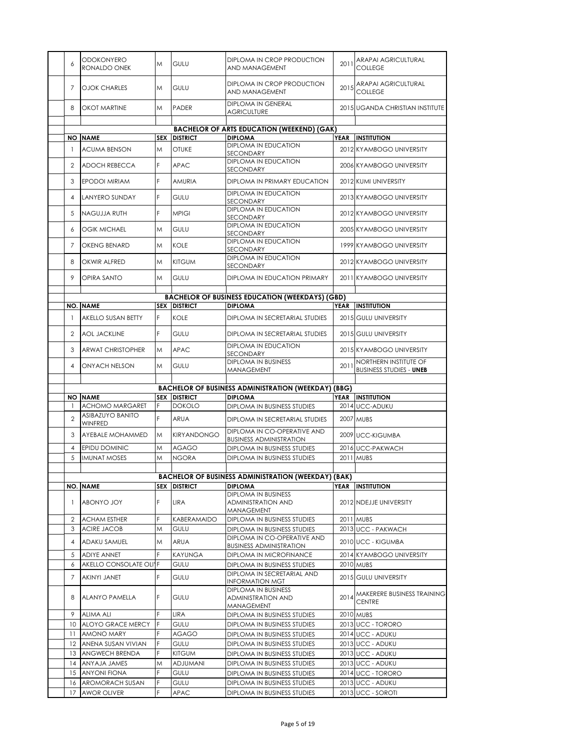| NO | NAME | SEX | DISTRICT | DIPLOMA | YEAR | INSTITUTION |
|---|---|---|---|---|---|---|
| 6 | ODOKONYERO RONALDO ONEK | M | GULU | DIPLOMA IN CROP PRODUCTION AND MANAGEMENT | 2011 | ARAPAI AGRICULTURAL COLLEGE |
| 7 | OJOK CHARLES | M | GULU | DIPLOMA IN CROP PRODUCTION AND MANAGEMENT | 2015 | ARAPAI AGRICULTURAL COLLEGE |
| 8 | OKOT MARTINE | M | PADER | DIPLOMA IN GENERAL AGRICULTURE | 2015 | UGANDA CHRISTIAN INSTITUTE |

**BACHELOR OF ARTS EDUCATION (WEEKEND) (GAK)**

| NO | NAME | SEX | DISTRICT | DIPLOMA | YEAR | INSTITUTION |
|---|---|---|---|---|---|---|
| 1 | ACUMA BENSON | M | OTUKE | DIPLOMA IN EDUCATION SECONDARY | 2012 | KYAMBOGO UNIVERSITY |
| 2 | ADOCH REBECCA | F | APAC | DIPLOMA IN EDUCATION SECONDARY | 2006 | KYAMBOGO UNIVERSITY |
| 3 | EPODOI MIRIAM | F | AMURIA | DIPLOMA IN PRIMARY EDUCATION | 2012 | KUMI UNIVERSITY |
| 4 | LANYERO SUNDAY | F | GULU | DIPLOMA IN EDUCATION SECONDARY | 2013 | KYAMBOGO UNIVERSITY |
| 5 | NAGUJJA RUTH | F | MPIGI | DIPLOMA IN EDUCATION SECONDARY | 2012 | KYAMBOGO UNIVERSITY |
| 6 | OGIK MICHAEL | M | GULU | DIPLOMA IN EDUCATION SECONDARY | 2005 | KYAMBOGO UNIVERSITY |
| 7 | OKENG BENARD | M | KOLE | DIPLOMA IN EDUCATION SECONDARY | 1999 | KYAMBOGO UNIVERSITY |
| 8 | OKWIR ALFRED | M | KITGUM | DIPLOMA IN EDUCATION SECONDARY | 2012 | KYAMBOGO UNIVERSITY |
| 9 | OPIRA SANTO | M | GULU | DIPLOMA IN EDUCATION PRIMARY | 2011 | KYAMBOGO UNIVERSITY |

**BACHELOR OF BUSINESS EDUCATION (WEEKDAYS) (GBD)**

| NO. | NAME | SEX | DISTRICT | DIPLOMA | YEAR | INSTITUTION |
|---|---|---|---|---|---|---|
| 1 | AKELLO SUSAN BETTY | F | KOLE | DIPLOMA IN SECRETARIAL STUDIES | 2015 | GULU UNIVERSITY |
| 2 | AOL JACKLINE | F | GULU | DIPLOMA IN SECRETARIAL STUDIES | 2015 | GULU UNIVERSITY |
| 3 | ARWAT CHRISTOPHER | M | APAC | DIPLOMA IN EDUCATION SECONDARY | 2015 | KYAMBOGO UNIVERSITY |
| 4 | ONYACH NELSON | M | GULU | DIPLOMA IN BUSINESS MANAGEMENT | 2011 | NORTHERN INSTITUTE OF BUSINESS STUDIES - **UNEB** |

**BACHELOR OF BUSINESS ADMINISTRATION (WEEKDAY) (BBG)**

| NO | NAME | SEX | DISTRICT | DIPLOMA | YEAR | INSTITUTION |
|---|---|---|---|---|---|---|
| 1 | ACHOMO MARGARET | F | DOKOLO | DIPLOMA IN BUSINESS STUDIES | 2014 | UCC-ADUKU |
| 2 | ASIBAZUYO BANITO WINFRED | F | ARUA | DIPLOMA IN SECRETARIAL STUDIES | 2007 | MUBS |
| 3 | AYEBALE MOHAMMED | M | KIRYANDONGO | DIPLOMA IN CO-OPERATIVE AND BUSINESS ADMINISTRATION | 2009 | UCC-KIGUMBA |
| 4 | EPIDU DOMINIC | M | AGAGO | DIPLOMA IN BUSINESS STUDIES | 2016 | UCC-PAKWACH |
| 5 | IMUNAT MOSES | M | NGORA | DIPLOMA IN BUSINESS STUDIES | 2011 | MUBS |

**BACHELOR OF BUSINESS ADMINISTRATION (WEEKDAY) (BAK)**

| NO. | NAME | SEX | DISTRICT | DIPLOMA | YEAR | INSTITUTION |
|---|---|---|---|---|---|---|
| 1 | ABONYO JOY | F | LIRA | DIPLOMA IN BUSINESS ADMINISTRATION AND MANAGEMENT | 2012 | NDEJJE UNIVERSITY |
| 2 | ACHAM ESTHER | F | KABERAMAIDO | DIPLOMA IN BUSINESS STUDIES | 2011 | MUBS |
| 3 | ACIRE JACOB | M | GULU | DIPLOMA IN BUSINESS STUDIES | 2013 | UCC - PAKWACH |
| 4 | ADAKU SAMUEL | M | ARUA | DIPLOMA IN CO-OPERATIVE AND BUSINESS ADMINISTRATION | 2010 | UCC - KIGUMBA |
| 5 | ADIYE ANNET | F | KAYUNGA | DIPLOMA IN MICROFINANCE | 2014 | KYAMBOGO UNIVERSITY |
| 6 | AKELLO CONSOLATE OLI | F | GULU | DIPLOMA IN BUSINESS STUDIES | 2010 | MUBS |
| 7 | AKINYI JANET | F | GULU | DIPLOMA IN SECRETARIAL AND INFORMATION MGT | 2015 | GULU UNIVERSITY |
| 8 | ALANYO PAMELLA | F | GULU | DIPLOMA IN BUSINESS ADMINISTRATION AND MANAGEMENT | 2014 | MAKERERE BUSINESS TRAINING CENTRE |
| 9 | ALIMA ALI | F | LIRA | DIPLOMA IN BUSINESS STUDIES | 2010 | MUBS |
| 10 | ALOYO GRACE MERCY | F | GULU | DIPLOMA IN BUSINESS STUDIES | 2013 | UCC - TORORO |
| 11 | AMONO MARY | F | AGAGO | DIPLOMA IN BUSINESS STUDIES | 2014 | UCC - ADUKU |
| 12 | ANENA SUSAN VIVIAN | F | GULU | DIPLOMA IN BUSINESS STUDIES | 2013 | UCC - ADUKU |
| 13 | ANGWECH BRENDA | F | KITGUM | DIPLOMA IN BUSINESS STUDIES | 2013 | UCC - ADUKU |
| 14 | ANYAJA JAMES | M | ADJUMANI | DIPLOMA IN BUSINESS STUDIES | 2013 | UCC - ADUKU |
| 15 | ANYONI FIONA | F | GULU | DIPLOMA IN BUSINESS STUDIES | 2014 | UCC - TORORO |
| 16 | AROMORACH SUSAN | F | GULU | DIPLOMA IN BUSINESS STUDIES | 2013 | UCC - ADUKU |
| 17 | AWOR OLIVER | F | APAC | DIPLOMA IN BUSINESS STUDIES | 2013 | UCC - SOROTI |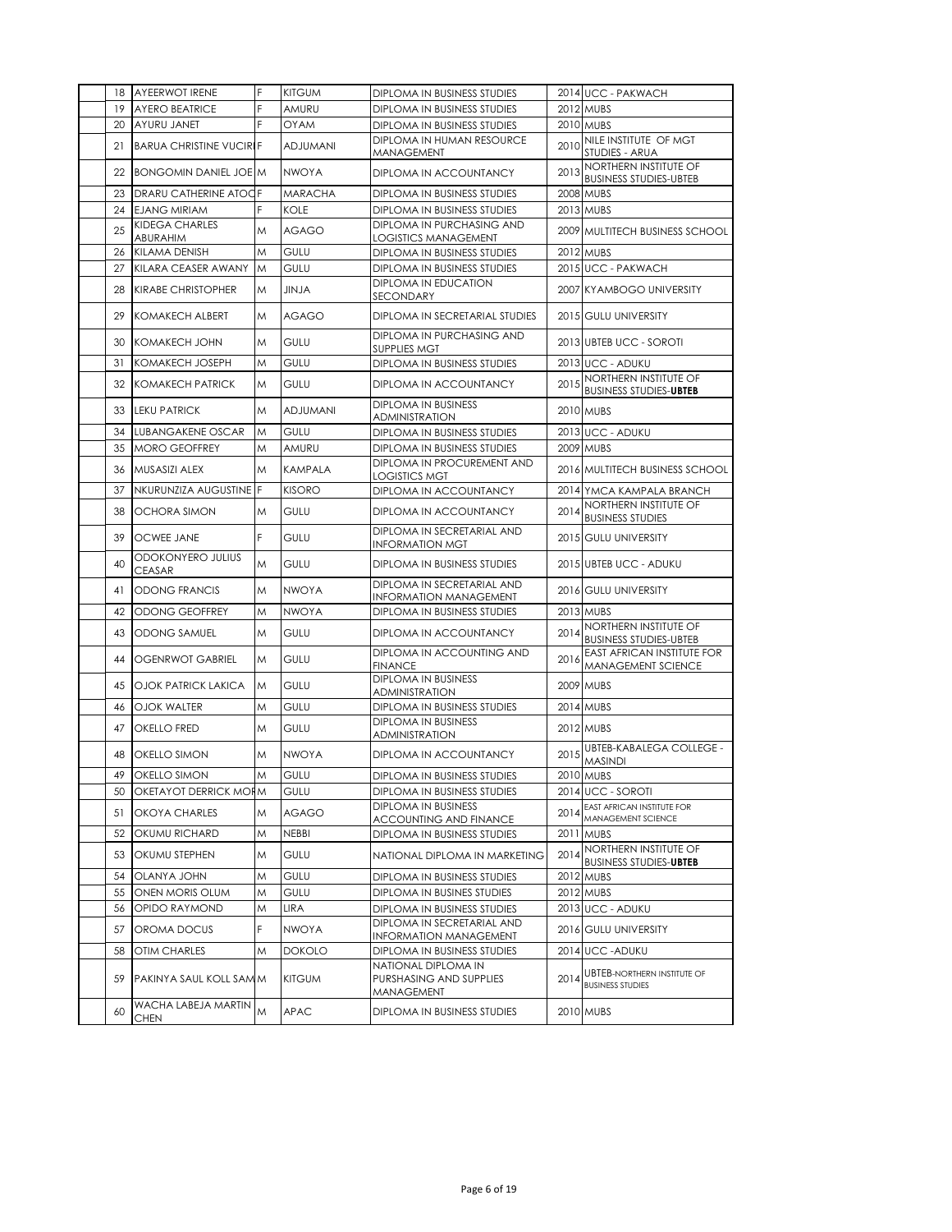|  | No. | Name | Sex | District | Qualification | Year | Institution |
|---|---|---|---|---|---|---|---|
|  | 18 | AYEERWOT IRENE | F | KITGUM | DIPLOMA IN BUSINESS STUDIES | 2014 | UCC - PAKWACH |
|  | 19 | AYERO BEATRICE | F | AMURU | DIPLOMA IN BUSINESS STUDIES | 2012 | MUBS |
|  | 20 | AYURU JANET | F | OYAM | DIPLOMA IN BUSINESS STUDIES | 2010 | MUBS |
|  | 21 | BARUA CHRISTINE VUCIRI | F | ADJUMANI | DIPLOMA IN HUMAN RESOURCE MANAGEMENT | 2010 | NILE INSTITUTE OF MGT STUDIES - ARUA |
|  | 22 | BONGOMIN DANIEL JOE | M | NWOYA | DIPLOMA IN ACCOUNTANCY | 2013 | NORTHERN INSTITUTE OF BUSINESS STUDIES-UBTEB |
|  | 23 | DRARU CATHERINE ATOC | F | MARACHA | DIPLOMA IN BUSINESS STUDIES | 2008 | MUBS |
|  | 24 | EJANG MIRIAM | F | KOLE | DIPLOMA IN BUSINESS STUDIES | 2013 | MUBS |
|  | 25 | KIDEGA CHARLES ABURAHIM | M | AGAGO | DIPLOMA IN PURCHASING AND LOGISTICS MANAGEMENT | 2009 | MULTITECH BUSINESS SCHOOL |
|  | 26 | KILAMA DENISH | M | GULU | DIPLOMA IN BUSINESS STUDIES | 2012 | MUBS |
|  | 27 | KILARA CEASER AWANY | M | GULU | DIPLOMA IN BUSINESS STUDIES | 2015 | UCC - PAKWACH |
|  | 28 | KIRABE CHRISTOPHER | M | JINJA | DIPLOMA IN EDUCATION SECONDARY | 2007 | KYAMBOGO UNIVERSITY |
|  | 29 | KOMAKECH ALBERT | M | AGAGO | DIPLOMA IN SECRETARIAL STUDIES | 2015 | GULU UNIVERSITY |
|  | 30 | KOMAKECH JOHN | M | GULU | DIPLOMA IN PURCHASING AND SUPPLIES MGT | 2013 | UBTEB UCC - SOROTI |
|  | 31 | KOMAKECH JOSEPH | M | GULU | DIPLOMA IN BUSINESS STUDIES | 2013 | UCC - ADUKU |
|  | 32 | KOMAKECH PATRICK | M | GULU | DIPLOMA IN ACCOUNTANCY | 2015 | NORTHERN INSTITUTE OF BUSINESS STUDIES-**UBTEB** |
|  | 33 | LEKU PATRICK | M | ADJUMANI | DIPLOMA IN BUSINESS ADMINISTRATION | 2010 | MUBS |
|  | 34 | LUBANGAKENE OSCAR | M | GULU | DIPLOMA IN BUSINESS STUDIES | 2013 | UCC - ADUKU |
|  | 35 | MORO GEOFFREY | M | AMURU | DIPLOMA IN BUSINESS STUDIES | 2009 | MUBS |
|  | 36 | MUSASIZI ALEX | M | KAMPALA | DIPLOMA IN PROCUREMENT AND LOGISTICS MGT | 2016 | MULTITECH BUSINESS SCHOOL |
|  | 37 | NKURUNZIZA AUGUSTINE | F | KISORO | DIPLOMA IN ACCOUNTANCY | 2014 | YMCA KAMPALA BRANCH |
|  | 38 | OCHORA SIMON | M | GULU | DIPLOMA IN ACCOUNTANCY | 2014 | NORTHERN INSTITUTE OF BUSINESS STUDIES |
|  | 39 | OCWEE JANE | F | GULU | DIPLOMA IN SECRETARIAL AND INFORMATION MGT | 2015 | GULU UNIVERSITY |
|  | 40 | ODOKONYERO JULIUS CEASAR | M | GULU | DIPLOMA IN BUSINESS STUDIES | 2015 | UBTEB UCC - ADUKU |
|  | 41 | ODONG FRANCIS | M | NWOYA | DIPLOMA IN SECRETARIAL AND INFORMATION MANAGEMENT | 2016 | GULU UNIVERSITY |
|  | 42 | ODONG GEOFFREY | M | NWOYA | DIPLOMA IN BUSINESS STUDIES | 2013 | MUBS |
|  | 43 | ODONG SAMUEL | M | GULU | DIPLOMA IN ACCOUNTANCY | 2014 | NORTHERN INSTITUTE OF BUSINESS STUDIES-UBTEB |
|  | 44 | OGENRWOT GABRIEL | M | GULU | DIPLOMA IN ACCOUNTING AND FINANCE | 2016 | EAST AFRICAN INSTITUTE FOR MANAGEMENT SCIENCE |
|  | 45 | OJOK PATRICK LAKICA | M | GULU | DIPLOMA IN BUSINESS ADMINISTRATION | 2009 | MUBS |
|  | 46 | OJOK WALTER | M | GULU | DIPLOMA IN BUSINESS STUDIES | 2014 | MUBS |
|  | 47 | OKELLO FRED | M | GULU | DIPLOMA IN BUSINESS ADMINISTRATION | 2012 | MUBS |
|  | 48 | OKELLO SIMON | M | NWOYA | DIPLOMA IN ACCOUNTANCY | 2015 | UBTEB-KABALEGA COLLEGE - MASINDI |
|  | 49 | OKELLO SIMON | M | GULU | DIPLOMA IN BUSINESS STUDIES | 2010 | MUBS |
|  | 50 | OKETAYOT DERRICK MOR | M | GULU | DIPLOMA IN BUSINESS STUDIES | 2014 | UCC - SOROTI |
|  | 51 | OKOYA CHARLES | M | AGAGO | DIPLOMA IN BUSINESS ACCOUNTING AND FINANCE | 2014 | EAST AFRICAN INSTITUTE FOR MANAGEMENT SCIENCE |
|  | 52 | OKUMU RICHARD | M | NEBBI | DIPLOMA IN BUSINESS STUDIES | 2011 | MUBS |
|  | 53 | OKUMU STEPHEN | M | GULU | NATIONAL DIPLOMA IN MARKETING | 2014 | NORTHERN INSTITUTE OF BUSINESS STUDIES-**UBTEB** |
|  | 54 | OLANYA JOHN | M | GULU | DIPLOMA IN BUSINESS STUDIES | 2012 | MUBS |
|  | 55 | ONEN MORIS OLUM | M | GULU | DIPLOMA IN BUSINES STUDIES | 2012 | MUBS |
|  | 56 | OPIDO RAYMOND | M | LIRA | DIPLOMA IN BUSINESS STUDIES | 2013 | UCC - ADUKU |
|  | 57 | OROMA DOCUS | F | NWOYA | DIPLOMA IN SECRETARIAL AND INFORMATION MANAGEMENT | 2016 | GULU UNIVERSITY |
|  | 58 | OTIM CHARLES | M | DOKOLO | DIPLOMA IN BUSINESS STUDIES | 2014 | UCC -ADUKU |
|  | 59 | PAKINYA SAUL KOLL SAM | M | KITGUM | NATIONAL DIPLOMA IN PURSHASING AND SUPPLIES MANAGEMENT | 2014 | UBTEB-NORTHERN INSTITUTE OF BUSINESS STUDIES |
|  | 60 | WACHA LABEJA MARTIN CHEN | M | APAC | DIPLOMA IN BUSINESS STUDIES | 2010 | MUBS |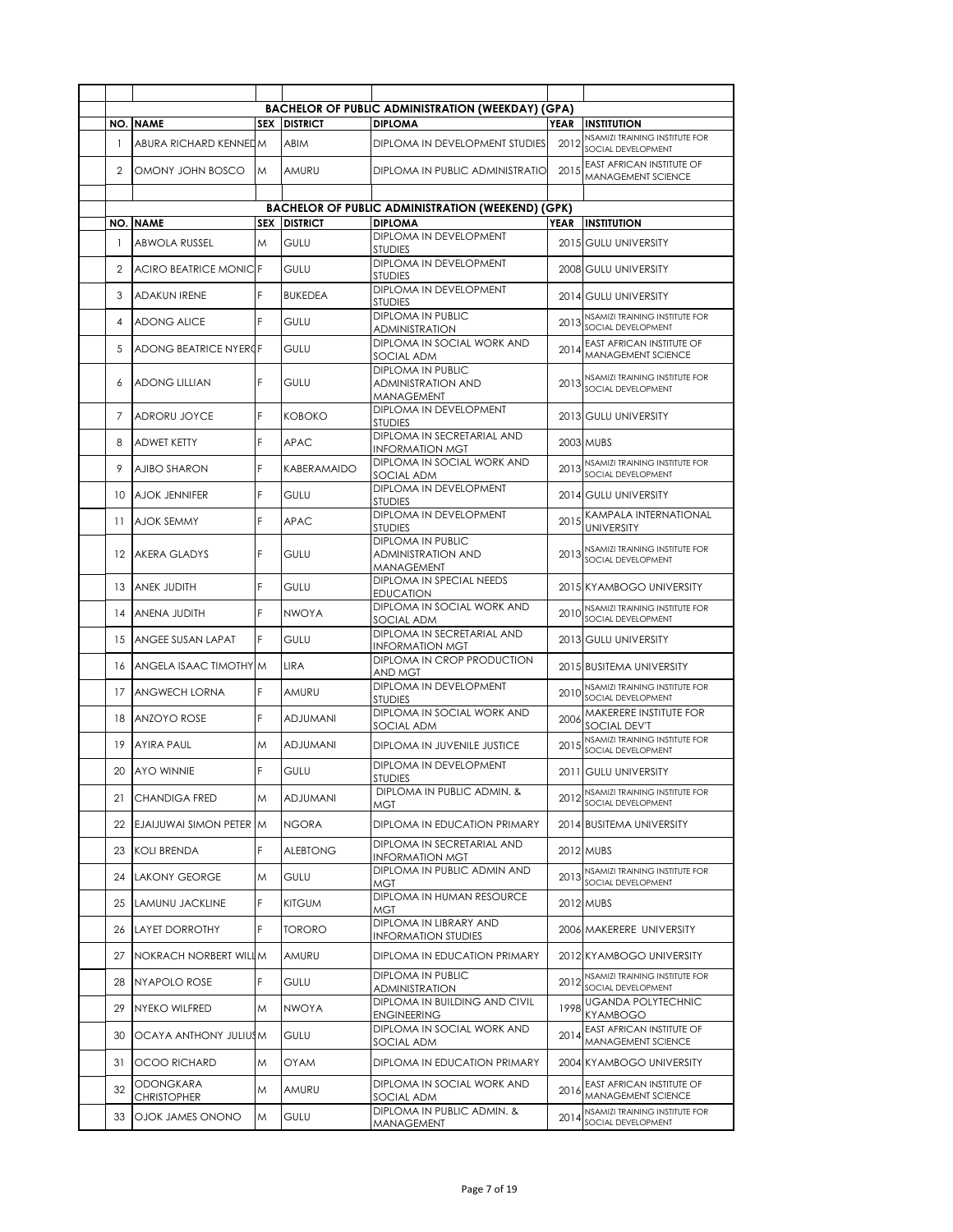## BACHELOR OF PUBLIC ADMINISTRATION (WEEKDAY) (GPA)

| NO. | NAME | SEX | DISTRICT | DIPLOMA | YEAR | INSTITUTION |
|---|---|---|---|---|---|---|
| 1 | ABURA RICHARD KENNED | M | ABIM | DIPLOMA IN DEVELOPMENT STUDIES | 2012 | NSAMIZI TRAINING INSTITUTE FOR SOCIAL DEVELOPMENT |
| 2 | OMONY JOHN BOSCO | M | AMURU | DIPLOMA IN PUBLIC ADMINISTRATIO | 2015 | EAST AFRICAN INSTITUTE OF MANAGEMENT SCIENCE |

## BACHELOR OF PUBLIC ADMINISTRATION (WEEKEND) (GPK)

| NO. | NAME | SEX | DISTRICT | DIPLOMA | YEAR | INSTITUTION |
|---|---|---|---|---|---|---|
| 1 | ABWOLA RUSSEL | M | GULU | DIPLOMA IN DEVELOPMENT STUDIES | 2015 | GULU UNIVERSITY |
| 2 | ACIRO BEATRICE MONIC | F | GULU | DIPLOMA IN DEVELOPMENT STUDIES | 2008 | GULU UNIVERSITY |
| 3 | ADAKUN IRENE | F | BUKEDEA | DIPLOMA IN DEVELOPMENT STUDIES | 2014 | GULU UNIVERSITY |
| 4 | ADONG ALICE | F | GULU | DIPLOMA IN PUBLIC ADMINISTRATION | 2013 | NSAMIZI TRAINING INSTITUTE FOR SOCIAL DEVELOPMENT |
| 5 | ADONG BEATRICE NYERO | F | GULU | DIPLOMA IN SOCIAL WORK AND SOCIAL ADM | 2014 | EAST AFRICAN INSTITUTE OF MANAGEMENT SCIENCE |
| 6 | ADONG LILLIAN | F | GULU | DIPLOMA IN PUBLIC ADMINISTRATION AND MANAGEMENT | 2013 | NSAMIZI TRAINING INSTITUTE FOR SOCIAL DEVELOPMENT |
| 7 | ADRORU JOYCE | F | KOBOKO | DIPLOMA IN DEVELOPMENT STUDIES | 2013 | GULU UNIVERSITY |
| 8 | ADWET KETTY | F | APAC | DIPLOMA IN SECRETARIAL AND INFORMATION MGT | 2003 | MUBS |
| 9 | AJIBO SHARON | F | KABERAMAIDO | DIPLOMA IN SOCIAL WORK AND SOCIAL ADM | 2013 | NSAMIZI TRAINING INSTITUTE FOR SOCIAL DEVELOPMENT |
| 10 | AJOK JENNIFER | F | GULU | DIPLOMA IN DEVELOPMENT STUDIES | 2014 | GULU UNIVERSITY |
| 11 | AJOK SEMMY | F | APAC | DIPLOMA IN DEVELOPMENT STUDIES | 2015 | KAMPALA INTERNATIONAL UNIVERSITY |
| 12 | AKERA GLADYS | F | GULU | DIPLOMA IN PUBLIC ADMINISTRATION AND MANAGEMENT | 2013 | NSAMIZI TRAINING INSTITUTE FOR SOCIAL DEVELOPMENT |
| 13 | ANEK JUDITH | F | GULU | DIPLOMA IN SPECIAL NEEDS EDUCATION | 2015 | KYAMBOGO UNIVERSITY |
| 14 | ANENA JUDITH | F | NWOYA | DIPLOMA IN SOCIAL WORK AND SOCIAL ADM | 2010 | NSAMIZI TRAINING INSTITUTE FOR SOCIAL DEVELOPMENT |
| 15 | ANGEE SUSAN LAPAT | F | GULU | DIPLOMA IN SECRETARIAL AND INFORMATION MGT | 2013 | GULU UNIVERSITY |
| 16 | ANGELA ISAAC TIMOTHY | M | LIRA | DIPLOMA IN CROP PRODUCTION AND MGT | 2015 | BUSITEMA UNIVERSITY |
| 17 | ANGWECH LORNA | F | AMURU | DIPLOMA IN DEVELOPMENT STUDIES | 2010 | NSAMIZI TRAINING INSTITUTE FOR SOCIAL DEVELOPMENT |
| 18 | ANZOYO ROSE | F | ADJUMANI | DIPLOMA IN SOCIAL WORK AND SOCIAL ADM | 2006 | MAKERERE INSTITUTE FOR SOCIAL DEV'T |
| 19 | AYIRA PAUL | M | ADJUMANI | DIPLOMA IN JUVENILE JUSTICE | 2015 | NSAMIZI TRAINING INSTITUTE FOR SOCIAL DEVELOPMENT |
| 20 | AYO WINNIE | F | GULU | DIPLOMA IN DEVELOPMENT STUDIES | 2011 | GULU UNIVERSITY |
| 21 | CHANDIGA FRED | M | ADJUMANI | DIPLOMA IN PUBLIC ADMIN. & MGT | 2012 | NSAMIZI TRAINING INSTITUTE FOR SOCIAL DEVELOPMENT |
| 22 | EJAIJUWAI SIMON PETER | M | NGORA | DIPLOMA IN EDUCATION PRIMARY | 2014 | BUSITEMA UNIVERSITY |
| 23 | KOLI BRENDA | F | ALEBTONG | DIPLOMA IN SECRETARIAL AND INFORMATION MGT | 2012 | MUBS |
| 24 | LAKONY GEORGE | M | GULU | DIPLOMA IN PUBLIC ADMIN AND MGT | 2013 | NSAMIZI TRAINING INSTITUTE FOR SOCIAL DEVELOPMENT |
| 25 | LAMUNU JACKLINE | F | KITGUM | DIPLOMA IN HUMAN RESOURCE MGT | 2012 | MUBS |
| 26 | LAYET DORROTHY | F | TORORO | DIPLOMA IN LIBRARY AND INFORMATION STUDIES | 2006 | MAKERERE UNIVERSITY |
| 27 | NOKRACH NORBERT WILL | M | AMURU | DIPLOMA IN EDUCATION PRIMARY | 2012 | KYAMBOGO UNIVERSITY |
| 28 | NYAPOLO ROSE | F | GULU | DIPLOMA IN PUBLIC ADMINISTRATION | 2012 | NSAMIZI TRAINING INSTITUTE FOR SOCIAL DEVELOPMENT |
| 29 | NYEKO WILFRED | M | NWOYA | DIPLOMA IN BUILDING AND CIVIL ENGINEERING | 1998 | UGANDA POLYTECHNIC KYAMBOGO |
| 30 | OCAYA ANTHONY JULIUS | M | GULU | DIPLOMA IN SOCIAL WORK AND SOCIAL ADM | 2014 | EAST AFRICAN INSTITUTE OF MANAGEMENT SCIENCE |
| 31 | OCOO RICHARD | M | OYAM | DIPLOMA IN EDUCATION PRIMARY | 2004 | KYAMBOGO UNIVERSITY |
| 32 | ODONGKARA CHRISTOPHER | M | AMURU | DIPLOMA IN SOCIAL WORK AND SOCIAL ADM | 2016 | EAST AFRICAN INSTITUTE OF MANAGEMENT SCIENCE |
| 33 | OJOK JAMES ONONO | M | GULU | DIPLOMA IN PUBLIC ADMIN. & MANAGEMENT | 2014 | NSAMIZI TRAINING INSTITUTE FOR SOCIAL DEVELOPMENT |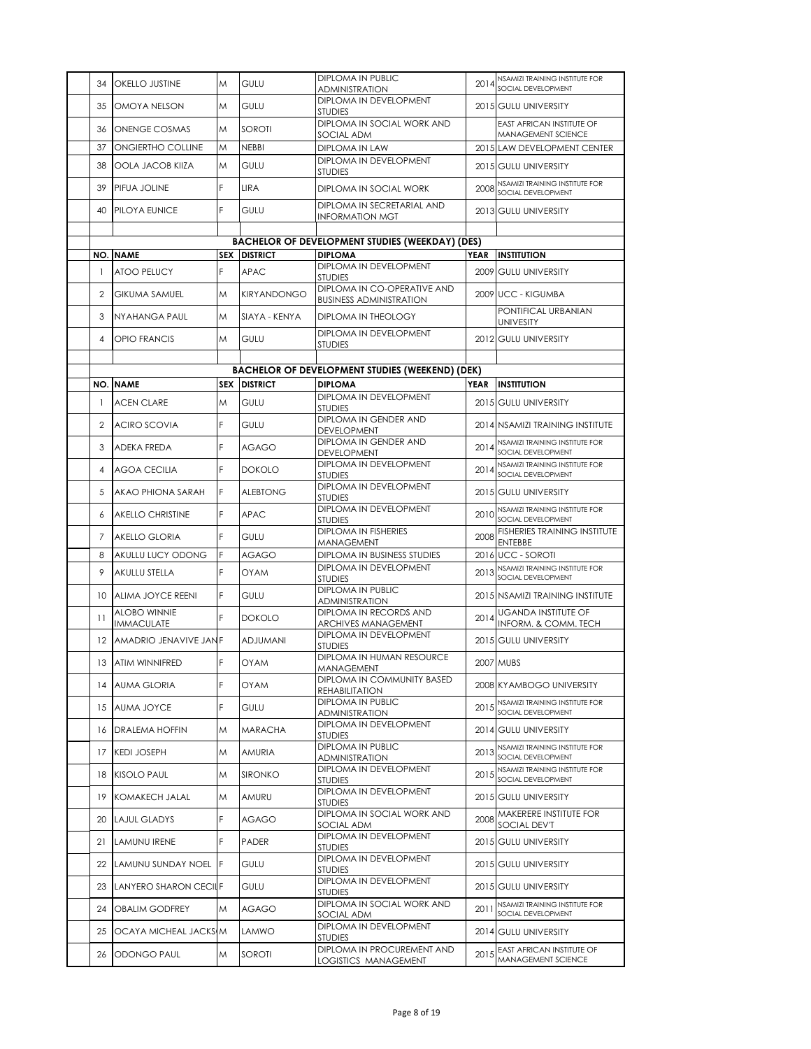| NO. | NAME | SEX | DISTRICT | DIPLOMA | YEAR | INSTITUTION |
|---|---|---|---|---|---|---|
| 34 | OKELLO JUSTINE | M | GULU | DIPLOMA IN PUBLIC ADMINISTRATION | 2014 | NSAMIZI TRAINING INSTITUTE FOR SOCIAL DEVELOPMENT |
| 35 | OMOYA NELSON | M | GULU | DIPLOMA IN DEVELOPMENT STUDIES | 2015 | GULU UNIVERSITY |
| 36 | ONENGE COSMAS | M | SOROTI | DIPLOMA IN SOCIAL WORK AND SOCIAL ADM | | EAST AFRICAN INSTITUTE OF MANAGEMENT SCIENCE |
| 37 | ONGIERTHO COLLINE | M | NEBBI | DIPLOMA IN LAW | 2015 | LAW DEVELOPMENT CENTER |
| 38 | OOLA JACOB KIIZA | M | GULU | DIPLOMA IN DEVELOPMENT STUDIES | 2015 | GULU UNIVERSITY |
| 39 | PIFUA JOLINE | F | LIRA | DIPLOMA IN SOCIAL WORK | 2008 | NSAMIZI TRAINING INSTITUTE FOR SOCIAL DEVELOPMENT |
| 40 | PILOYA EUNICE | F | GULU | DIPLOMA IN SECRETARIAL AND INFORMATION MGT | 2013 | GULU UNIVERSITY |

**BACHELOR OF DEVELOPMENT STUDIES (WEEKDAY) (DES)**

| NO. | NAME | SEX | DISTRICT | DIPLOMA | YEAR | INSTITUTION |
|---|---|---|---|---|---|---|
| 1 | ATOO PELUCY | F | APAC | DIPLOMA IN DEVELOPMENT STUDIES | 2009 | GULU UNIVERSITY |
| 2 | GIKUMA SAMUEL | M | KIRYANDONGO | DIPLOMA IN CO-OPERATIVE AND BUSINESS ADMINISTRATION | 2009 | UCC - KIGUMBA |
| 3 | NYAHANGA PAUL | M | SIAYA - KENYA | DIPLOMA IN THEOLOGY | | PONTIFICAL URBANIAN UNIVESITY |
| 4 | OPIO FRANCIS | M | GULU | DIPLOMA IN DEVELOPMENT STUDIES | 2012 | GULU UNIVERSITY |

**BACHELOR OF DEVELOPMENT STUDIES (WEEKEND) (DEK)**

| NO. | NAME | SEX | DISTRICT | DIPLOMA | YEAR | INSTITUTION |
|---|---|---|---|---|---|---|
| 1 | ACEN CLARE | M | GULU | DIPLOMA IN DEVELOPMENT STUDIES | 2015 | GULU UNIVERSITY |
| 2 | ACIRO SCOVIA | F | GULU | DIPLOMA IN GENDER AND DEVELOPMENT | 2014 | NSAMIZI TRAINING INSTITUTE |
| 3 | ADEKA FREDA | F | AGAGO | DIPLOMA IN GENDER AND DEVELOPMENT | 2014 | NSAMIZI TRAINING INSTITUTE FOR SOCIAL DEVELOPMENT |
| 4 | AGOA CECILIA | F | DOKOLO | DIPLOMA IN DEVELOPMENT STUDIES | 2014 | NSAMIZI TRAINING INSTITUTE FOR SOCIAL DEVELOPMENT |
| 5 | AKAO PHIONA SARAH | F | ALEBTONG | DIPLOMA IN DEVELOPMENT STUDIES | 2015 | GULU UNIVERSITY |
| 6 | AKELLO CHRISTINE | F | APAC | DIPLOMA IN DEVELOPMENT STUDIES | 2010 | NSAMIZI TRAINING INSTITUTE FOR SOCIAL DEVELOPMENT |
| 7 | AKELLO GLORIA | F | GULU | DIPLOMA IN FISHERIES MANAGEMENT | 2008 | FISHERIES TRAINING INSTITUTE ENTEBBE |
| 8 | AKULLU LUCY ODONG | F | AGAGO | DIPLOMA IN BUSINESS STUDIES | 2016 | UCC - SOROTI |
| 9 | AKULLU STELLA | F | OYAM | DIPLOMA IN DEVELOPMENT STUDIES | 2013 | NSAMIZI TRAINING INSTITUTE FOR SOCIAL DEVELOPMENT |
| 10 | ALIMA JOYCE REENI | F | GULU | DIPLOMA IN PUBLIC ADMINISTRATION | 2015 | NSAMIZI TRAINING INSTITUTE |
| 11 | ALOBO WINNIE IMMACULATE | F | DOKOLO | DIPLOMA IN RECORDS AND ARCHIVES MANAGEMENT | 2014 | UGANDA INSTITUTE OF INFORM. & COMM. TECH |
| 12 | AMADRIO JENAVIVE JAN | F | ADJUMANI | DIPLOMA IN DEVELOPMENT STUDIES | 2015 | GULU UNIVERSITY |
| 13 | ATIM WINNIFRED | F | OYAM | DIPLOMA IN HUMAN RESOURCE MANAGEMENT | 2007 | MUBS |
| 14 | AUMA GLORIA | F | OYAM | DIPLOMA IN COMMUNITY BASED REHABILITATION | 2008 | KYAMBOGO UNIVERSITY |
| 15 | AUMA JOYCE | F | GULU | DIPLOMA IN PUBLIC ADMINISTRATION | 2015 | NSAMIZI TRAINING INSTITUTE FOR SOCIAL DEVELOPMENT |
| 16 | DRALEMA HOFFIN | M | MARACHA | DIPLOMA IN DEVELOPMENT STUDIES | 2014 | GULU UNIVERSITY |
| 17 | KEDI JOSEPH | M | AMURIA | DIPLOMA IN PUBLIC ADMINISTRATION | 2013 | NSAMIZI TRAINING INSTITUTE FOR SOCIAL DEVELOPMENT |
| 18 | KISOLO PAUL | M | SIRONKO | DIPLOMA IN DEVELOPMENT STUDIES | 2015 | NSAMIZI TRAINING INSTITUTE FOR SOCIAL DEVELOPMENT |
| 19 | KOMAKECH JALAL | M | AMURU | DIPLOMA IN DEVELOPMENT STUDIES | 2015 | GULU UNIVERSITY |
| 20 | LAJUL GLADYS | F | AGAGO | DIPLOMA IN SOCIAL WORK AND SOCIAL ADM | 2008 | MAKERERE INSTITUTE FOR SOCIAL DEV'T |
| 21 | LAMUNU IRENE | F | PADER | DIPLOMA IN DEVELOPMENT STUDIES | 2015 | GULU UNIVERSITY |
| 22 | LAMUNU SUNDAY NOEL | F | GULU | DIPLOMA IN DEVELOPMENT STUDIES | 2015 | GULU UNIVERSITY |
| 23 | LANYERO SHARON CECIL | F | GULU | DIPLOMA IN DEVELOPMENT STUDIES | 2015 | GULU UNIVERSITY |
| 24 | OBALIM GODFREY | M | AGAGO | DIPLOMA IN SOCIAL WORK AND SOCIAL ADM | 2011 | NSAMIZI TRAINING INSTITUTE FOR SOCIAL DEVELOPMENT |
| 25 | OCAYA MICHEAL JACKS | M | LAMWO | DIPLOMA IN DEVELOPMENT STUDIES | 2014 | GULU UNIVERSITY |
| 26 | ODONGO PAUL | M | SOROTI | DIPLOMA IN PROCUREMENT AND LOGISTICS MANAGEMENT | 2015 | EAST AFRICAN INSTITUTE OF MANAGEMENT SCIENCE |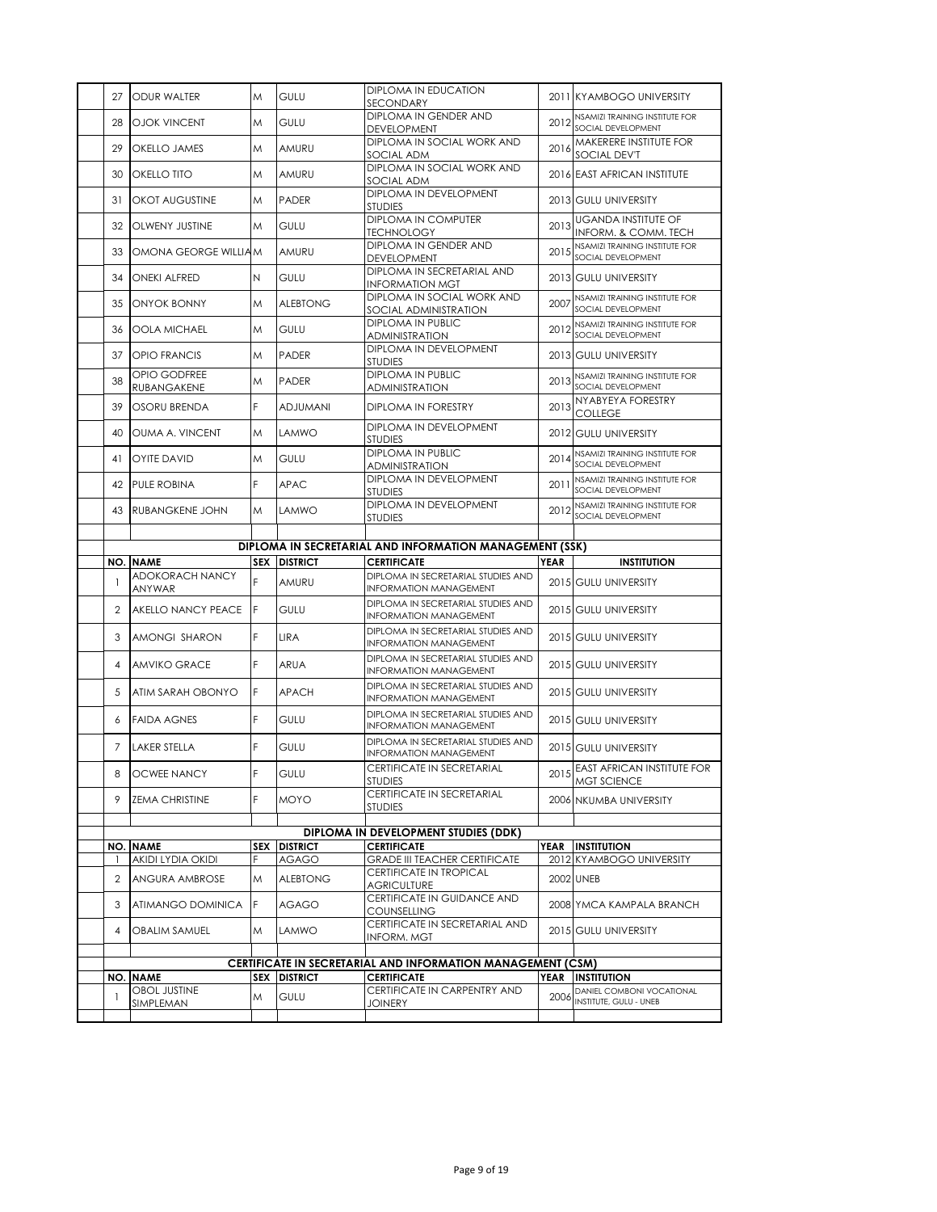| NO. | NAME | SEX | DISTRICT | CERTIFICATE | YEAR | INSTITUTION |
|---|---|---|---|---|---|---|
| 27 | ODUR WALTER | M | GULU | DIPLOMA IN EDUCATION SECONDARY | 2011 | KYAMBOGO UNIVERSITY |
| 28 | OJOK VINCENT | M | GULU | DIPLOMA IN GENDER AND DEVELOPMENT | 2012 | NSAMIZI TRAINING INSTITUTE FOR SOCIAL DEVELOPMENT |
| 29 | OKELLO JAMES | M | AMURU | DIPLOMA IN SOCIAL WORK AND SOCIAL ADM | 2016 | MAKERERE INSTITUTE FOR SOCIAL DEV'T |
| 30 | OKELLO TITO | M | AMURU | DIPLOMA IN SOCIAL WORK AND SOCIAL ADM | 2016 | EAST AFRICAN INSTITUTE |
| 31 | OKOT AUGUSTINE | M | PADER | DIPLOMA IN DEVELOPMENT STUDIES | 2013 | GULU UNIVERSITY |
| 32 | OLWENY JUSTINE | M | GULU | DIPLOMA IN COMPUTER TECHNOLOGY | 2013 | UGANDA INSTITUTE OF INFORM. & COMM. TECH |
| 33 | OMONA GEORGE WILLIA | M | AMURU | DIPLOMA IN GENDER AND DEVELOPMENT | 2015 | NSAMIZI TRAINING INSTITUTE FOR SOCIAL DEVELOPMENT |
| 34 | ONEKI ALFRED | N | GULU | DIPLOMA IN SECRETARIAL AND INFORMATION MGT | 2013 | GULU UNIVERSITY |
| 35 | ONYOK BONNY | M | ALEBTONG | DIPLOMA IN SOCIAL WORK AND SOCIAL ADMINISTRATION | 2007 | NSAMIZI TRAINING INSTITUTE FOR SOCIAL DEVELOPMENT |
| 36 | OOLA MICHAEL | M | GULU | DIPLOMA IN PUBLIC ADMINISTRATION | 2012 | NSAMIZI TRAINING INSTITUTE FOR SOCIAL DEVELOPMENT |
| 37 | OPIO FRANCIS | M | PADER | DIPLOMA IN DEVELOPMENT STUDIES | 2013 | GULU UNIVERSITY |
| 38 | OPIO GODFREE RUBANGAKENE | M | PADER | DIPLOMA IN PUBLIC ADMINISTRATION | 2013 | NSAMIZI TRAINING INSTITUTE FOR SOCIAL DEVELOPMENT |
| 39 | OSORU BRENDA | F | ADJUMANI | DIPLOMA IN FORESTRY | 2013 | NYABYEYA FORESTRY COLLEGE |
| 40 | OUMA A. VINCENT | M | LAMWO | DIPLOMA IN DEVELOPMENT STUDIES | 2012 | GULU UNIVERSITY |
| 41 | OYITE DAVID | M | GULU | DIPLOMA IN PUBLIC ADMINISTRATION | 2014 | NSAMIZI TRAINING INSTITUTE FOR SOCIAL DEVELOPMENT |
| 42 | PULE ROBINA | F | APAC | DIPLOMA IN DEVELOPMENT STUDIES | 2011 | NSAMIZI TRAINING INSTITUTE FOR SOCIAL DEVELOPMENT |
| 43 | RUBANGKENE JOHN | M | LAMWO | DIPLOMA IN DEVELOPMENT STUDIES | 2012 | NSAMIZI TRAINING INSTITUTE FOR SOCIAL DEVELOPMENT |

## DIPLOMA IN SECRETARIAL AND INFORMATION MANAGEMENT (SSK)

| NO. | NAME | SEX | DISTRICT | CERTIFICATE | YEAR | INSTITUTION |
|---|---|---|---|---|---|---|
| 1 | ADOKORACH NANCY ANYWAR | F | AMURU | DIPLOMA IN SECRETARIAL STUDIES AND INFORMATION MANAGEMENT | 2015 | GULU UNIVERSITY |
| 2 | AKELLO NANCY PEACE | F | GULU | DIPLOMA IN SECRETARIAL STUDIES AND INFORMATION MANAGEMENT | 2015 | GULU UNIVERSITY |
| 3 | AMONGI SHARON | F | LIRA | DIPLOMA IN SECRETARIAL STUDIES AND INFORMATION MANAGEMENT | 2015 | GULU UNIVERSITY |
| 4 | AMVIKO GRACE | F | ARUA | DIPLOMA IN SECRETARIAL STUDIES AND INFORMATION MANAGEMENT | 2015 | GULU UNIVERSITY |
| 5 | ATIM SARAH OBONYO | F | APACH | DIPLOMA IN SECRETARIAL STUDIES AND INFORMATION MANAGEMENT | 2015 | GULU UNIVERSITY |
| 6 | FAIDA AGNES | F | GULU | DIPLOMA IN SECRETARIAL STUDIES AND INFORMATION MANAGEMENT | 2015 | GULU UNIVERSITY |
| 7 | LAKER STELLA | F | GULU | DIPLOMA IN SECRETARIAL STUDIES AND INFORMATION MANAGEMENT | 2015 | GULU UNIVERSITY |
| 8 | OCWEE NANCY | F | GULU | CERTIFICATE IN SECRETARIAL STUDIES | 2015 | EAST AFRICAN INSTITUTE FOR MGT SCIENCE |
| 9 | ZEMA CHRISTINE | F | MOYO | CERTIFICATE IN SECRETARIAL STUDIES | 2006 | NKUMBA UNIVERSITY |

## DIPLOMA IN DEVELOPMENT STUDIES (DDK)

| NO. | NAME | SEX | DISTRICT | CERTIFICATE | YEAR | INSTITUTION |
|---|---|---|---|---|---|---|
| 1 | AKIDI LYDIA OKIDI | F | AGAGO | GRADE III TEACHER CERTIFICATE | 2012 | KYAMBOGO UNIVERSITY |
| 2 | ANGURA AMBROSE | M | ALEBTONG | CERTIFICATE IN TROPICAL AGRICULTURE | 2002 | UNEB |
| 3 | ATIMANGO DOMINICA | F | AGAGO | CERTIFICATE IN GUIDANCE AND COUNSELLING | 2008 | YMCA KAMPALA BRANCH |
| 4 | OBALIM SAMUEL | M | LAMWO | CERTIFICATE IN SECRETARIAL AND INFORM. MGT | 2015 | GULU UNIVERSITY |

## CERTIFICATE IN SECRETARIAL AND INFORMATION MANAGEMENT (CSM)

| NO. | NAME | SEX | DISTRICT | CERTIFICATE | YEAR | INSTITUTION |
|---|---|---|---|---|---|---|
| 1 | OBOL JUSTINE SIMPLEMAN | M | GULU | CERTIFICATE IN CARPENTRY AND JOINERY | 2006 | DANIEL COMBONI VOCATIONAL INSTITUTE, GULU - UNEB |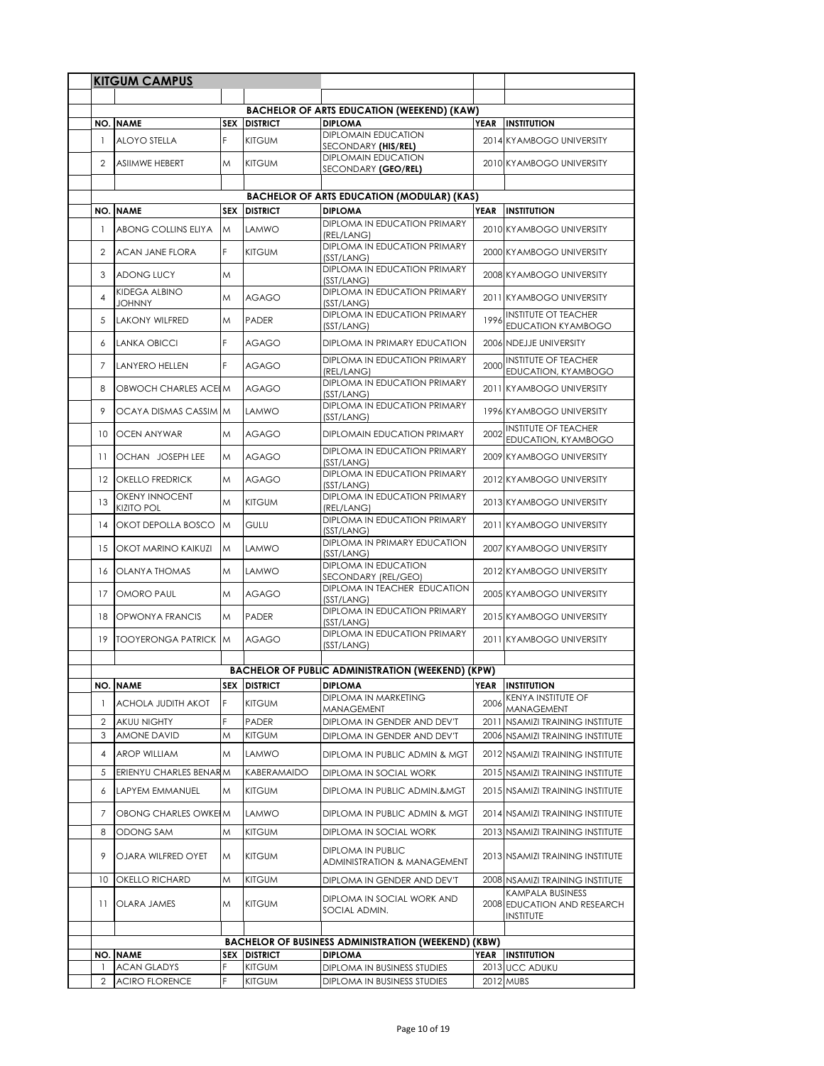## KITGUM CAMPUS

### BACHELOR OF ARTS EDUCATION (WEEKEND) (KAW)

| NO. | NAME | SEX | DISTRICT | DIPLOMA | YEAR | INSTITUTION |
|---|---|---|---|---|---|---|
| 1 | ALOYO STELLA | F | KITGUM | DIPLOMAIN EDUCATION SECONDARY **(HIS/REL)** | 2014 | KYAMBOGO UNIVERSITY |
| 2 | ASIIMWE HEBERT | M | KITGUM | DIPLOMAIN EDUCATION SECONDARY **(GEO/REL)** | 2010 | KYAMBOGO UNIVERSITY |

### BACHELOR OF ARTS EDUCATION (MODULAR) (KAS)

| NO. | NAME | SEX | DISTRICT | DIPLOMA | YEAR | INSTITUTION |
|---|---|---|---|---|---|---|
| 1 | ABONG COLLINS ELIYA | M | LAMWO | DIPLOMA IN EDUCATION PRIMARY (REL/LANG) | 2010 | KYAMBOGO UNIVERSITY |
| 2 | ACAN JANE FLORA | F | KITGUM | DIPLOMA IN EDUCATION PRIMARY (SST/LANG) | 2000 | KYAMBOGO UNIVERSITY |
| 3 | ADONG LUCY | M | | DIPLOMA IN EDUCATION PRIMARY (SST/LANG) | 2008 | KYAMBOGO UNIVERSITY |
| 4 | KIDEGA ALBINO JOHNNY | M | AGAGO | DIPLOMA IN EDUCATION PRIMARY (SST/LANG) | 2011 | KYAMBOGO UNIVERSITY |
| 5 | LAKONY WILFRED | M | PADER | DIPLOMA IN EDUCATION PRIMARY (SST/LANG) | 1996 | INSTITUTE OT TEACHER EDUCATION KYAMBOGO |
| 6 | LANKA OBICCI | F | AGAGO | DIPLOMA IN PRIMARY EDUCATION | 2006 | NDEJJE UNIVERSITY |
| 7 | LANYERO HELLEN | F | AGAGO | DIPLOMA IN EDUCATION PRIMARY (REL/LANG) | 2000 | INSTITUTE OF TEACHER EDUCATION, KYAMBOGO |
| 8 | OBWOCH CHARLES ACEI | M | AGAGO | DIPLOMA IN EDUCATION PRIMARY (SST/LANG) | 2011 | KYAMBOGO UNIVERSITY |
| 9 | OCAYA DISMAS CASSIM | M | LAMWO | DIPLOMA IN EDUCATION PRIMARY (SST/LANG) | 1996 | KYAMBOGO UNIVERSITY |
| 10 | OCEN ANYWAR | M | AGAGO | DIPLOMAIN EDUCATION PRIMARY | 2002 | INSTITUTE OF TEACHER EDUCATION, KYAMBOGO |
| 11 | OCHAN JOSEPH LEE | M | AGAGO | DIPLOMA IN EDUCATION PRIMARY (SST/LANG) | 2009 | KYAMBOGO UNIVERSITY |
| 12 | OKELLO FREDRICK | M | AGAGO | DIPLOMA IN EDUCATION PRIMARY (SST/LANG) | 2012 | KYAMBOGO UNIVERSITY |
| 13 | OKENY INNOCENT KIZITO POL | M | KITGUM | DIPLOMA IN EDUCATION PRIMARY (REL/LANG) | 2013 | KYAMBOGO UNIVERSITY |
| 14 | OKOT DEPOLLA BOSCO | M | GULU | DIPLOMA IN EDUCATION PRIMARY (SST/LANG) | 2011 | KYAMBOGO UNIVERSITY |
| 15 | OKOT MARINO KAIKUZI | M | LAMWO | DIPLOMA IN PRIMARY EDUCATION (SST/LANG) | 2007 | KYAMBOGO UNIVERSITY |
| 16 | OLANYA THOMAS | M | LAMWO | DIPLOMA IN EDUCATION SECONDARY (REL/GEO) | 2012 | KYAMBOGO UNIVERSITY |
| 17 | OMORO PAUL | M | AGAGO | DIPLOMA IN TEACHER EDUCATION (SST/LANG) | 2005 | KYAMBOGO UNIVERSITY |
| 18 | OPWONYA FRANCIS | M | PADER | DIPLOMA IN EDUCATION PRIMARY (SST/LANG) | 2015 | KYAMBOGO UNIVERSITY |
| 19 | TOOYERONGA PATRICK | M | AGAGO | DIPLOMA IN EDUCATION PRIMARY (SST/LANG) | 2011 | KYAMBOGO UNIVERSITY |

### BACHELOR OF PUBLIC ADMINISTRATION (WEEKEND) (KPW)

| NO. | NAME | SEX | DISTRICT | DIPLOMA | YEAR | INSTITUTION |
|---|---|---|---|---|---|---|
| 1 | ACHOLA JUDITH AKOT | F | KITGUM | DIPLOMA IN MARKETING MANAGEMENT | 2006 | KENYA INSTITUTE OF MANAGEMENT |
| 2 | AKUU NIGHTY | F | PADER | DIPLOMA IN GENDER AND DEV'T | 2011 | NSAMIZI TRAINING INSTITUTE |
| 3 | AMONE DAVID | M | KITGUM | DIPLOMA IN GENDER AND DEV'T | 2006 | NSAMIZI TRAINING INSTITUTE |
| 4 | AROP WILLIAM | M | LAMWO | DIPLOMA IN PUBLIC ADMIN & MGT | 2012 | NSAMIZI TRAINING INSTITUTE |
| 5 | ERIENYU CHARLES BENAR | M | KABERAMAIDO | DIPLOMA IN SOCIAL WORK | 2015 | NSAMIZI TRAINING INSTITUTE |
| 6 | LAPYEM EMMANUEL | M | KITGUM | DIPLOMA IN PUBLIC ADMIN.&MGT | 2015 | NSAMIZI TRAINING INSTITUTE |
| 7 | OBONG CHARLES OWKEI | M | LAMWO | DIPLOMA IN PUBLIC ADMIN & MGT | 2014 | NSAMIZI TRAINING INSTITUTE |
| 8 | ODONG SAM | M | KITGUM | DIPLOMA IN SOCIAL WORK | 2013 | NSAMIZI TRAINING INSTITUTE |
| 9 | OJARA WILFRED OYET | M | KITGUM | DIPLOMA IN PUBLIC ADMINISTRATION & MANAGEMENT | 2013 | NSAMIZI TRAINING INSTITUTE |
| 10 | OKELLO RICHARD | M | KITGUM | DIPLOMA IN GENDER AND DEV'T | 2008 | NSAMIZI TRAINING INSTITUTE |
| 11 | OLARA JAMES | M | KITGUM | DIPLOMA IN SOCIAL WORK AND SOCIAL ADMIN. | 2008 | KAMPALA BUSINESS EDUCATION AND RESEARCH INSTITUTE |

### BACHELOR OF BUSINESS ADMINISTRATION (WEEKEND) (KBW)

| NO. | NAME | SEX | DISTRICT | DIPLOMA | YEAR | INSTITUTION |
|---|---|---|---|---|---|---|
| 1 | ACAN GLADYS | F | KITGUM | DIPLOMA IN BUSINESS STUDIES | 2013 | UCC ADUKU |
| 2 | ACIRO FLORENCE | F | KITGUM | DIPLOMA IN BUSINESS STUDIES | 2012 | MUBS |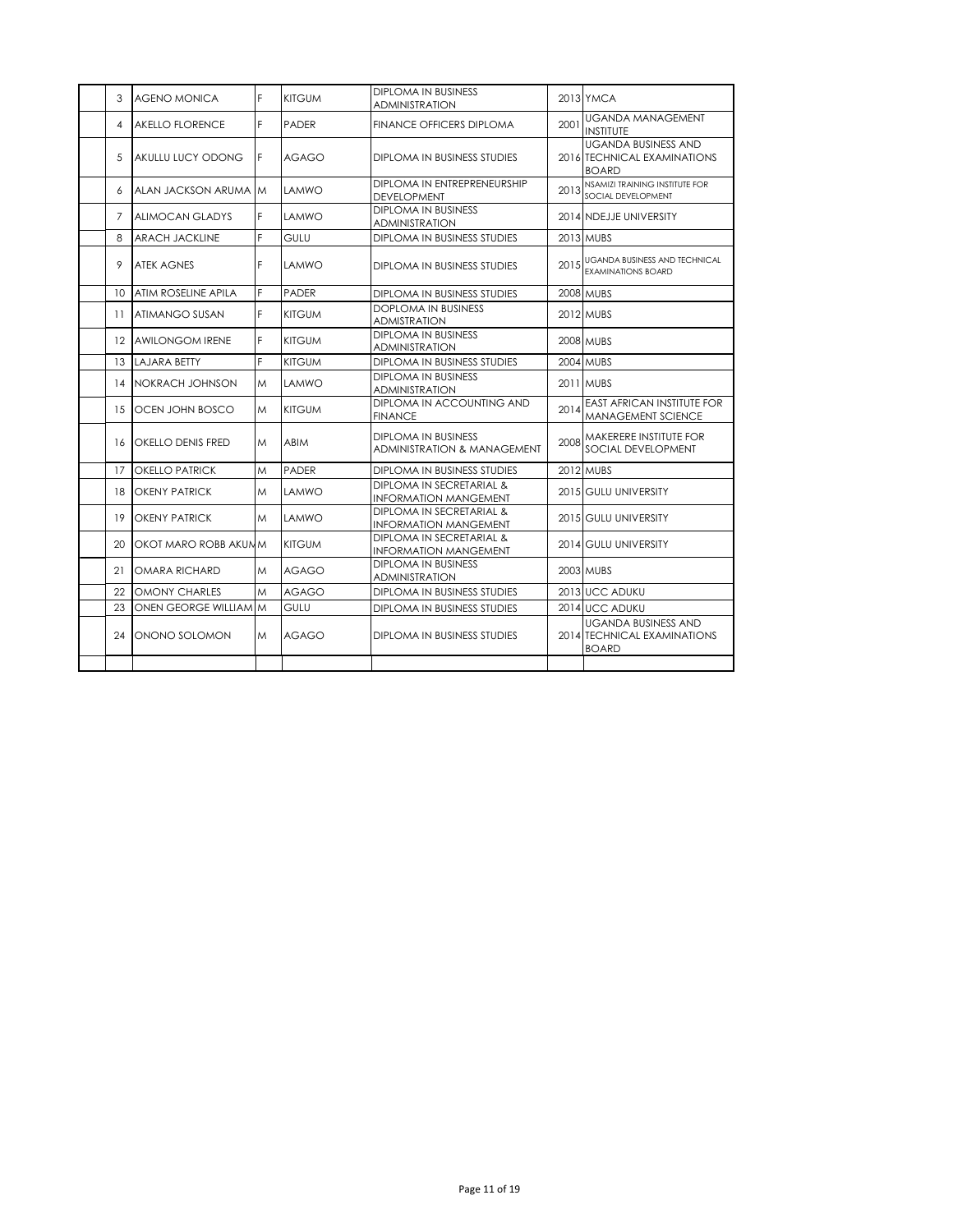| | No. | Name | Sex | District | Course | Year | Institution |
|---|---|---|---|---|---|---|---|
| | 3 | AGENO MONICA | F | KITGUM | DIPLOMA IN BUSINESS ADMINISTRATION | 2013 | YMCA |
| | 4 | AKELLO FLORENCE | F | PADER | FINANCE OFFICERS DIPLOMA | 2001 | UGANDA MANAGEMENT INSTITUTE |
| | 5 | AKULLU LUCY ODONG | F | AGAGO | DIPLOMA IN BUSINESS STUDIES | 2016 | UGANDA BUSINESS AND TECHNICAL EXAMINATIONS BOARD |
| | 6 | ALAN JACKSON ARUMA | M | LAMWO | DIPLOMA IN ENTREPRENEURSHIP DEVELOPMENT | 2013 | NSAMIZI TRAINING INSTITUTE FOR SOCIAL DEVELOPMENT |
| | 7 | ALIMOCAN GLADYS | F | LAMWO | DIPLOMA IN BUSINESS ADMINISTRATION | 2014 | NDEJJE UNIVERSITY |
| | 8 | ARACH JACKLINE | F | GULU | DIPLOMA IN BUSINESS STUDIES | 2013 | MUBS |
| | 9 | ATEK AGNES | F | LAMWO | DIPLOMA IN BUSINESS STUDIES | 2015 | UGANDA BUSINESS AND TECHNICAL EXAMINATIONS BOARD |
| | 10 | ATIM ROSELINE APILA | F | PADER | DIPLOMA IN BUSINESS STUDIES | 2008 | MUBS |
| | 11 | ATIMANGO SUSAN | F | KITGUM | DOPLOMA IN BUSINESS ADMISTRATION | 2012 | MUBS |
| | 12 | AWILONGOM IRENE | F | KITGUM | DIPLOMA IN BUSINESS ADMINISTRATION | 2008 | MUBS |
| | 13 | LAJARA BETTY | F | KITGUM | DIPLOMA IN BUSINESS STUDIES | 2004 | MUBS |
| | 14 | NOKRACH JOHNSON | M | LAMWO | DIPLOMA IN BUSINESS ADMINISTRATION | 2011 | MUBS |
| | 15 | OCEN JOHN BOSCO | M | KITGUM | DIPLOMA IN ACCOUNTING AND FINANCE | 2014 | EAST AFRICAN INSTITUTE FOR MANAGEMENT SCIENCE |
| | 16 | OKELLO DENIS FRED | M | ABIM | DIPLOMA IN BUSINESS ADMINISTRATION & MANAGEMENT | 2008 | MAKERERE INSTITUTE FOR SOCIAL DEVELOPMENT |
| | 17 | OKELLO PATRICK | M | PADER | DIPLOMA IN BUSINESS STUDIES | 2012 | MUBS |
| | 18 | OKENY PATRICK | M | LAMWO | DIPLOMA IN SECRETARIAL & INFORMATION MANGEMENT | 2015 | GULU UNIVERSITY |
| | 19 | OKENY PATRICK | M | LAMWO | DIPLOMA IN SECRETARIAL & INFORMATION MANGEMENT | 2015 | GULU UNIVERSITY |
| | 20 | OKOT MARO ROBB AKUM | M | KITGUM | DIPLOMA IN SECRETARIAL & INFORMATION MANGEMENT | 2014 | GULU UNIVERSITY |
| | 21 | OMARA RICHARD | M | AGAGO | DIPLOMA IN BUSINESS ADMINISTRATION | 2003 | MUBS |
| | 22 | OMONY CHARLES | M | AGAGO | DIPLOMA IN BUSINESS STUDIES | 2013 | UCC ADUKU |
| | 23 | ONEN GEORGE WILLIAM | M | GULU | DIPLOMA IN BUSINESS STUDIES | 2014 | UCC ADUKU |
| | 24 | ONONO SOLOMON | M | AGAGO | DIPLOMA IN BUSINESS STUDIES | 2014 | UGANDA BUSINESS AND TECHNICAL EXAMINATIONS BOARD |
| | | | | | | | |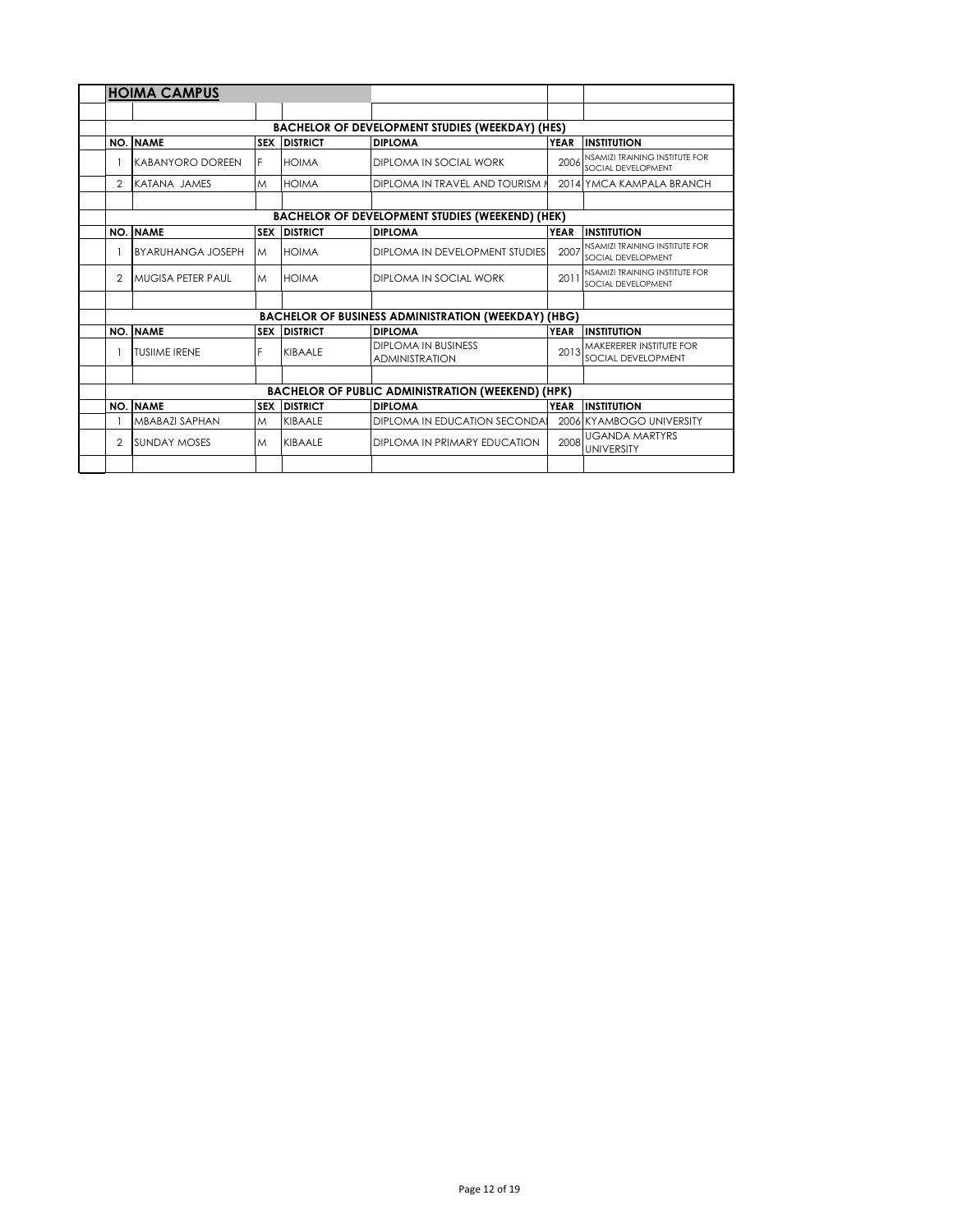## HOIMA CAMPUS

### BACHELOR OF DEVELOPMENT STUDIES (WEEKDAY) (HES)

| NO. | NAME | SEX | DISTRICT | DIPLOMA | YEAR | INSTITUTION |
|---|---|---|---|---|---|---|
| 1 | KABANYORO DOREEN | F | HOIMA | DIPLOMA IN SOCIAL WORK | 2006 | NSAMIZI TRAINING INSTITUTE FOR SOCIAL DEVELOPMENT |
| 2 | KATANA JAMES | M | HOIMA | DIPLOMA IN TRAVEL AND TOURISM M | 2014 | YMCA KAMPALA BRANCH |

### BACHELOR OF DEVELOPMENT STUDIES (WEEKEND) (HEK)

| NO. | NAME | SEX | DISTRICT | DIPLOMA | YEAR | INSTITUTION |
|---|---|---|---|---|---|---|
| 1 | BYARUHANGA JOSEPH | M | HOIMA | DIPLOMA IN DEVELOPMENT STUDIES | 2007 | NSAMIZI TRAINING INSTITUTE FOR SOCIAL DEVELOPMENT |
| 2 | MUGISA PETER PAUL | M | HOIMA | DIPLOMA IN SOCIAL WORK | 2011 | NSAMIZI TRAINING INSTITUTE FOR SOCIAL DEVELOPMENT |

### BACHELOR OF BUSINESS ADMINISTRATION (WEEKDAY) (HBG)

| NO. | NAME | SEX | DISTRICT | DIPLOMA | YEAR | INSTITUTION |
|---|---|---|---|---|---|---|
| 1 | TUSIIME IRENE | F | KIBAALE | DIPLOMA IN BUSINESS ADMINISTRATION | 2013 | MAKERERER INSTITUTE FOR SOCIAL DEVELOPMENT |

### BACHELOR OF PUBLIC ADMINISTRATION (WEEKEND) (HPK)

| NO. | NAME | SEX | DISTRICT | DIPLOMA | YEAR | INSTITUTION |
|---|---|---|---|---|---|---|
| 1 | MBABAZI SAPHAN | M | KIBAALE | DIPLOMA IN EDUCATION SECONDA | 2006 | KYAMBOGO UNIVERSITY |
| 2 | SUNDAY MOSES | M | KIBAALE | DIPLOMA IN PRIMARY EDUCATION | 2008 | UGANDA MARTYRS UNIVERSITY |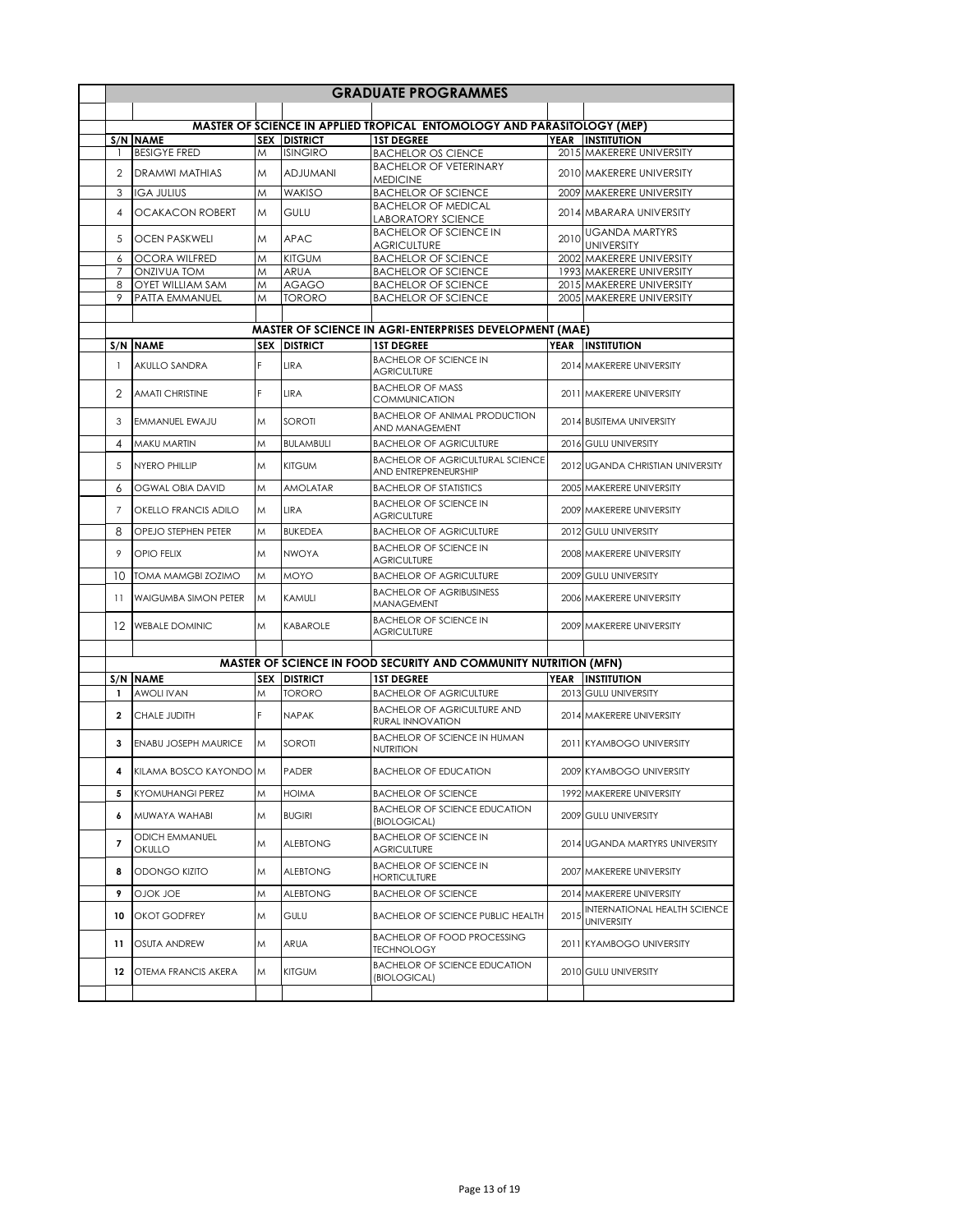# GRADUATE PROGRAMMES

## MASTER OF SCIENCE IN APPLIED TROPICAL ENTOMOLOGY AND PARASITOLOGY (MEP)

| S/N | NAME | SEX | DISTRICT | 1ST DEGREE | YEAR | INSTITUTION |
|---|---|---|---|---|---|---|
| 1 | BESIGYE FRED | M | ISINGIRO | BACHELOR OS CIENCE | 2015 | MAKERERE UNIVERSITY |
| 2 | DRAMWI MATHIAS | M | ADJUMANI | BACHELOR OF VETERINARY MEDICINE | 2010 | MAKERERE UNIVERSITY |
| 3 | IGA JULIUS | M | WAKISO | BACHELOR OF SCIENCE | 2009 | MAKERERE UNIVERSITY |
| 4 | OCAKACON ROBERT | M | GULU | BACHELOR OF MEDICAL LABORATORY SCIENCE | 2014 | MBARARA UNIVERSITY |
| 5 | OCEN PASKWELI | M | APAC | BACHELOR OF SCIENCE IN AGRICULTURE | 2010 | UGANDA MARTYRS UNIVERSITY |
| 6 | OCORA WILFRED | M | KITGUM | BACHELOR OF SCIENCE | 2002 | MAKERERE UNIVERSITY |
| 7 | ONZIVUA TOM | M | ARUA | BACHELOR OF SCIENCE | 1993 | MAKERERE UNIVERSITY |
| 8 | OYET WILLIAM SAM | M | AGAGO | BACHELOR OF SCIENCE | 2015 | MAKERERE UNIVERSITY |
| 9 | PATTA EMMANUEL | M | TORORO | BACHELOR OF SCIENCE | 2005 | MAKERERE UNIVERSITY |

## MASTER OF SCIENCE IN AGRI-ENTERPRISES DEVELOPMENT (MAE)

| S/N | NAME | SEX | DISTRICT | 1ST DEGREE | YEAR | INSTITUTION |
|---|---|---|---|---|---|---|
| 1 | AKULLO SANDRA | F | LIRA | BACHELOR OF SCIENCE IN AGRICULTURE | 2014 | MAKERERE UNIVERSITY |
| 2 | AMATI CHRISTINE | F | LIRA | BACHELOR OF MASS COMMUNICATION | 2011 | MAKERERE UNIVERSITY |
| 3 | EMMANUEL EWAJU | M | SOROTI | BACHELOR OF ANIMAL PRODUCTION AND MANAGEMENT | 2014 | BUSITEMA UNIVERSITY |
| 4 | MAKU MARTIN | M | BULAMBULI | BACHELOR OF AGRICULTURE | 2016 | GULU UNIVERSITY |
| 5 | NYERO PHILLIP | M | KITGUM | BACHELOR OF AGRICULTURAL SCIENCE AND ENTREPRENEURSHIP | 2012 | UGANDA CHRISTIAN UNIVERSITY |
| 6 | OGWAL OBIA DAVID | M | AMOLATAR | BACHELOR OF STATISTICS | 2005 | MAKERERE UNIVERSITY |
| 7 | OKELLO FRANCIS ADILO | M | LIRA | BACHELOR OF SCIENCE IN AGRICULTURE | 2009 | MAKERERE UNIVERSITY |
| 8 | OPEJO STEPHEN PETER | M | BUKEDEA | BACHELOR OF AGRICULTURE | 2012 | GULU UNIVERSITY |
| 9 | OPIO FELIX | M | NWOYA | BACHELOR OF SCIENCE IN AGRICULTURE | 2008 | MAKERERE UNIVERSITY |
| 10 | TOMA MAMGBI ZOZIMO | M | MOYO | BACHELOR OF AGRICULTURE | 2009 | GULU UNIVERSITY |
| 11 | WAIGUMBA SIMON PETER | M | KAMULI | BACHELOR OF AGRIBUSINESS MANAGEMENT | 2006 | MAKERERE UNIVERSITY |
| 12 | WEBALE DOMINIC | M | KABAROLE | BACHELOR OF SCIENCE IN AGRICULTURE | 2009 | MAKERERE UNIVERSITY |

## MASTER OF SCIENCE IN FOOD SECURITY AND COMMUNITY NUTRITION (MFN)

| S/N | NAME | SEX | DISTRICT | 1ST DEGREE | YEAR | INSTITUTION |
|---|---|---|---|---|---|---|
| 1 | AWOLI IVAN | M | TORORO | BACHELOR OF AGRICULTURE | 2013 | GULU UNIVERSITY |
| 2 | CHALE JUDITH | F | NAPAK | BACHELOR OF AGRICULTURE AND RURAL INNOVATION | 2014 | MAKERERE UNIVERSITY |
| 3 | ENABU JOSEPH MAURICE | M | SOROTI | BACHELOR OF SCIENCE IN HUMAN NUTRITION | 2011 | KYAMBOGO UNIVERSITY |
| 4 | KILAMA BOSCO KAYONDO | M | PADER | BACHELOR OF EDUCATION | 2009 | KYAMBOGO UNIVERSITY |
| 5 | KYOMUHANGI PEREZ | M | HOIMA | BACHELOR OF SCIENCE | 1992 | MAKERERE UNIVERSITY |
| 6 | MUWAYA WAHABI | M | BUGIRI | BACHELOR OF SCIENCE EDUCATION (BIOLOGICAL) | 2009 | GULU UNIVERSITY |
| 7 | ODICH EMMANUEL OKULLO | M | ALEBTONG | BACHELOR OF SCIENCE IN AGRICULTURE | 2014 | UGANDA MARTYRS UNIVERSITY |
| 8 | ODONGO KIZITO | M | ALEBTONG | BACHELOR OF SCIENCE IN HORTICULTURE | 2007 | MAKERERE UNIVERSITY |
| 9 | OJOK JOE | M | ALEBTONG | BACHELOR OF SCIENCE | 2014 | MAKERERE UNIVERSITY |
| 10 | OKOT GODFREY | M | GULU | BACHELOR OF SCIENCE PUBLIC HEALTH | 2015 | INTERNATIONAL HEALTH SCIENCE UNIVERSITY |
| 11 | OSUTA ANDREW | M | ARUA | BACHELOR OF FOOD PROCESSING TECHNOLOGY | 2011 | KYAMBOGO UNIVERSITY |
| 12 | OTEMA FRANCIS AKERA | M | KITGUM | BACHELOR OF SCIENCE EDUCATION (BIOLOGICAL) | 2010 | GULU UNIVERSITY |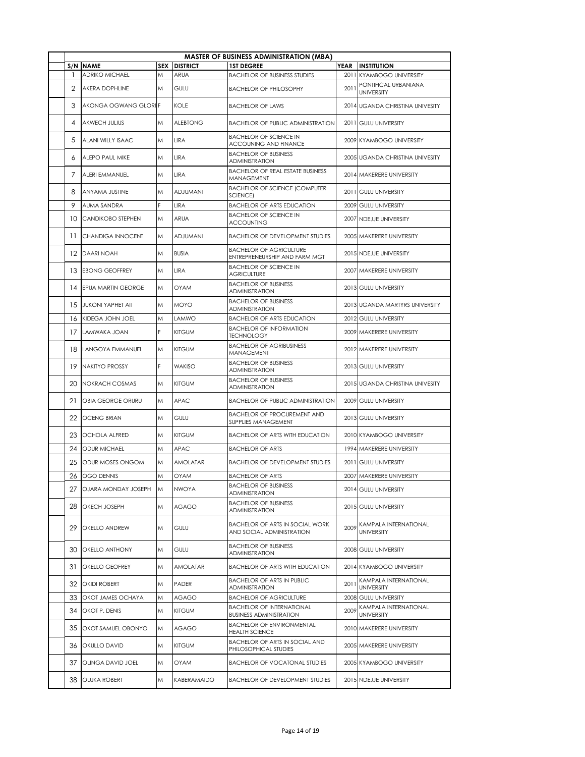| MASTER OF BUSINESS ADMINISTRATION (MBA) | | | | | | |
|---|---|---|---|---|---|---|
| S/N | NAME | SEX | DISTRICT | 1ST DEGREE | YEAR | INSTITUTION |
| 1 | ADRIKO MICHAEL | M | ARUA | BACHELOR OF BUSINESS STUDIES | 2011 | KYAMBOGO UNIVERSITY |
| 2 | AKERA DOPHLINE | M | GULU | BACHELOR OF PHILOSOPHY | 2011 | PONTIFICAL URBANIANA UNIVERSITY |
| 3 | AKONGA OGWANG GLORI | F | KOLE | BACHELOR OF LAWS | 2014 | UGANDA CHRISTINA UNIVESITY |
| 4 | AKWECH JULIUS | M | ALEBTONG | BACHELOR OF PUBLIC ADMINISTRATION | 2011 | GULU UNIVERSITY |
| 5 | ALANI WILLY ISAAC | M | LIRA | BACHELOR OF SCIENCE IN ACCOUNING AND FINANCE | 2009 | KYAMBOGO UNIVERSITY |
| 6 | ALEPO PAUL MIKE | M | LIRA | BACHELOR OF BUSINESS ADMINISTRATION | 2005 | UGANDA CHRISTINA UNIVESITY |
| 7 | ALERI EMMANUEL | M | LIRA | BACHELOR OF REAL ESTATE BUSINESS MANAGEMENT | 2014 | MAKERERE UNIVERSITY |
| 8 | ANYAMA JUSTINE | M | ADJUMANI | BACHELOR OF SCIENCE (COMPUTER SCIENCE) | 2011 | GULU UNIVERSITY |
| 9 | AUMA SANDRA | F | LIRA | BACHELOR OF ARTS EDUCATION | 2009 | GULU UNIVERSITY |
| 10 | CANDIKOBO STEPHEN | M | ARUA | BACHELOR OF SCIENCE IN ACCOUNTING | 2007 | NDEJJE UNIVERSITY |
| 11 | CHANDIGA INNOCENT | M | ADJUMANI | BACHELOR OF DEVELOPMENT STUDIES | 2005 | MAKERERE UNIVERSITY |
| 12 | DAARI NOAH | M | BUSIA | BACHELOR OF AGRICULTURE ENTREPRENEURSHIP AND FARM MGT | 2015 | NDEJJE UNIVERSITY |
| 13 | EBONG GEOFFREY | M | LIRA | BACHELOR OF SCIENCE IN AGRICULTURE | 2007 | MAKERERE UNIVERSITY |
| 14 | EPUA MARTIN GEORGE | M | OYAM | BACHELOR OF BUSINESS ADMINISTRATION | 2013 | GULU UNIVERSITY |
| 15 | JUKONI YAPHET AII | M | MOYO | BACHELOR OF BUSINESS ADMINISTRATION | 2013 | UGANDA MARTYRS UNIVERSITY |
| 16 | KIDEGA JOHN JOEL | M | LAMWO | BACHELOR OF ARTS EDUCATION | 2012 | GULU UNIVERSITY |
| 17 | LAMWAKA JOAN | F | KITGUM | BACHELOR OF INFORMATION TECHNOLOGY | 2009 | MAKERERE UNIVERSITY |
| 18 | LANGOYA EMMANUEL | M | KITGUM | BACHELOR OF AGRIBUSINESS MANAGEMENT | 2012 | MAKERERE UNIVERSITY |
| 19 | NAKITYO PROSSY | F | WAKISO | BACHELOR OF BUSINESS ADMINISTRATION | 2013 | GULU UNIVERSITY |
| 20 | NOKRACH COSMAS | M | KITGUM | BACHELOR OF BUSINESS ADMINISTRATION | 2015 | UGANDA CHRISTINA UNIVESITY |
| 21 | OBIA GEORGE ORURU | M | APAC | BACHELOR OF PUBLIC ADMINISTRATION | 2009 | GULU UNIVERSITY |
| 22 | OCENG BRIAN | M | GULU | BACHELOR OF PROCUREMENT AND SUPPLIES MANAGEMENT | 2013 | GULU UNIVERSITY |
| 23 | OCHOLA ALFRED | M | KITGUM | BACHELOR OF ARTS WITH EDUCATION | 2010 | KYAMBOGO UNIVERSITY |
| 24 | ODUR MICHAEL | M | APAC | BACHELOR OF ARTS | 1994 | MAKERERE UNIVERSITY |
| 25 | ODUR MOSES ONGOM | M | AMOLATAR | BACHELOR OF DEVELOPMENT STUDIES | 2011 | GULU UNIVERSITY |
| 26 | OGO DENNIS | M | OYAM | BACHELOR OF ARTS | 2007 | MAKERERE UNIVERSITY |
| 27 | OJARA MONDAY JOSEPH | M | NWOYA | BACHELOR OF BUSINESS ADMINISTRATION | 2014 | GULU UNIVERSITY |
| 28 | OKECH JOSEPH | M | AGAGO | BACHELOR OF BUSINESS ADMINISTRATION | 2015 | GULU UNIVERSITY |
| 29 | OKELLO ANDREW | M | GULU | BACHELOR OF ARTS IN SOCIAL WORK AND SOCIAL ADMINISTRATION | 2009 | KAMPALA INTERNATIONAL UNIVERSITY |
| 30 | OKELLO ANTHONY | M | GULU | BACHELOR OF BUSINESS ADMINISTRATION | 2008 | GULU UNIVERSITY |
| 31 | OKELLO GEOFREY | M | AMOLATAR | BACHELOR OF ARTS WITH EDUCATION | 2014 | KYAMBOGO UNIVERSITY |
| 32 | OKIDI ROBERT | M | PADER | BACHELOR OF ARTS IN PUBLIC ADMINISTRATION | 2011 | KAMPALA INTERNATIONAL UNIVERSITY |
| 33 | OKOT JAMES OCHAYA | M | AGAGO | BACHELOR OF AGRICULTURE | 2008 | GULU UNIVERSITY |
| 34 | OKOT P. DENIS | M | KITGUM | BACHELOR OF INTERNATIONAL BUSINESS ADMINISTRATION | 2009 | KAMPALA INTERNATIONAL UNIVERSITY |
| 35 | OKOT SAMUEL OBONYO | M | AGAGO | BACHELOR OF ENVIRONMENTAL HEALTH SCIENCE | 2010 | MAKERERE UNIVERSITY |
| 36 | OKULLO DAVID | M | KITGUM | BACHELOR OF ARTS IN SOCIAL AND PHILOSOPHICAL STUDIES | 2005 | MAKERERE UNIVERSITY |
| 37 | OLINGA DAVID JOEL | M | OYAM | BACHELOR OF VOCATONAL STUDIES | 2005 | KYAMBOGO UNIVERSITY |
| 38 | OLUKA ROBERT | M | KABERAMAIDO | BACHELOR OF DEVELOPMENT STUDIES | 2015 | NDEJJE UNIVERSITY |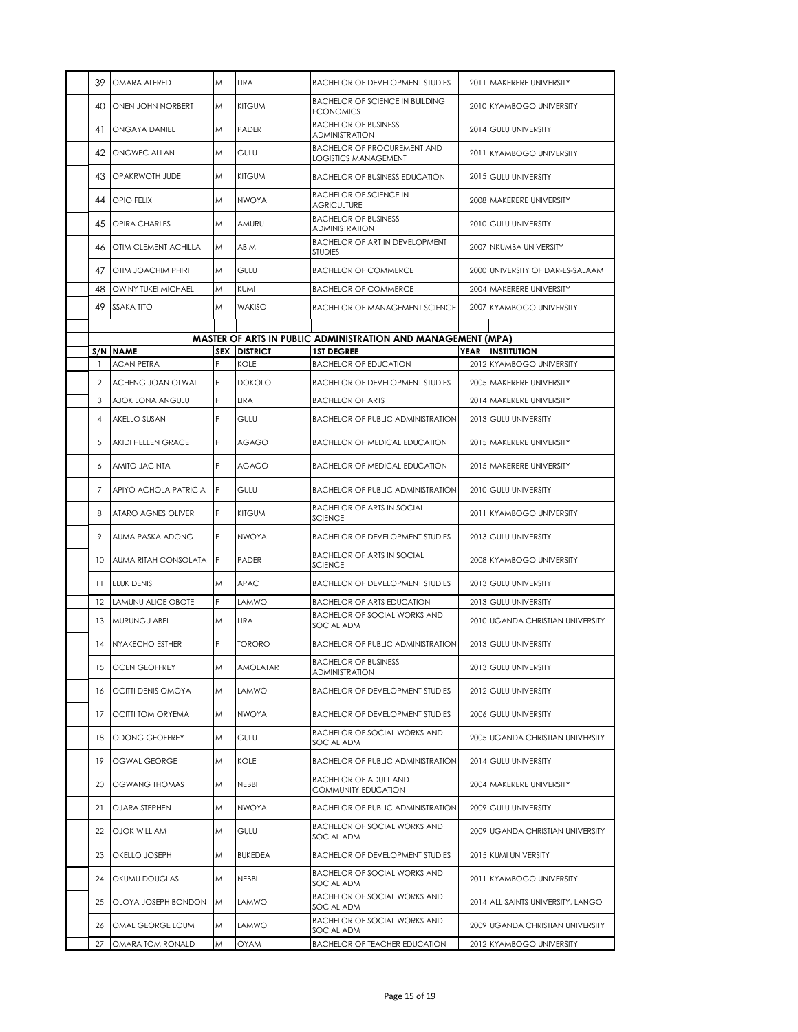| S/N | NAME | SEX | DISTRICT | 1ST DEGREE | YEAR | INSTITUTION |
|---|---|---|---|---|---|---|
| 39 | OMARA ALFRED | M | LIRA | BACHELOR OF DEVELOPMENT STUDIES | 2011 | MAKERERE UNIVERSITY |
| 40 | ONEN JOHN NORBERT | M | KITGUM | BACHELOR OF SCIENCE IN BUILDING ECONOMICS | 2010 | KYAMBOGO UNIVERSITY |
| 41 | ONGAYA DANIEL | M | PADER | BACHELOR OF BUSINESS ADMINISTRATION | 2014 | GULU UNIVERSITY |
| 42 | ONGWEC ALLAN | M | GULU | BACHELOR OF PROCUREMENT AND LOGISTICS MANAGEMENT | 2011 | KYAMBOGO UNIVERSITY |
| 43 | OPAKRWOTH JUDE | M | KITGUM | BACHELOR OF BUSINESS EDUCATION | 2015 | GULU UNIVERSITY |
| 44 | OPIO FELIX | M | NWOYA | BACHELOR OF SCIENCE IN AGRICULTURE | 2008 | MAKERERE UNIVERSITY |
| 45 | OPIRA CHARLES | M | AMURU | BACHELOR OF BUSINESS ADMINISTRATION | 2010 | GULU UNIVERSITY |
| 46 | OTIM CLEMENT ACHILLA | M | ABIM | BACHELOR OF ART IN DEVELOPMENT STUDIES | 2007 | NKUMBA UNIVERSITY |
| 47 | OTIM JOACHIM PHIRI | M | GULU | BACHELOR OF COMMERCE | 2000 | UNIVERSITY OF DAR-ES-SALAAM |
| 48 | OWINY TUKEI MICHAEL | M | KUMI | BACHELOR OF COMMERCE | 2004 | MAKERERE UNIVERSITY |
| 49 | SSAKA TITO | M | WAKISO | BACHELOR OF MANAGEMENT SCIENCE | 2007 | KYAMBOGO UNIVERSITY |

**MASTER OF ARTS IN PUBLIC ADMINISTRATION AND MANAGEMENT (MPA)**

| S/N | NAME | SEX | DISTRICT | 1ST DEGREE | YEAR | INSTITUTION |
|---|---|---|---|---|---|---|
| 1 | ACAN PETRA | F | KOLE | BACHELOR OF EDUCATION | 2012 | KYAMBOGO UNIVERSITY |
| 2 | ACHENG JOAN OLWAL | F | DOKOLO | BACHELOR OF DEVELOPMENT STUDIES | 2005 | MAKERERE UNIVERSITY |
| 3 | AJOK LONA ANGULU | F | LIRA | BACHELOR OF ARTS | 2014 | MAKERERE UNIVERSITY |
| 4 | AKELLO SUSAN | F | GULU | BACHELOR OF PUBLIC ADMINISTRATION | 2013 | GULU UNIVERSITY |
| 5 | AKIDI HELLEN GRACE | F | AGAGO | BACHELOR OF MEDICAL EDUCATION | 2015 | MAKERERE UNIVERSITY |
| 6 | AMITO JACINTA | F | AGAGO | BACHELOR OF MEDICAL EDUCATION | 2015 | MAKERERE UNIVERSITY |
| 7 | APIYO ACHOLA PATRICIA | F | GULU | BACHELOR OF PUBLIC ADMINISTRATION | 2010 | GULU UNIVERSITY |
| 8 | ATARO AGNES OLIVER | F | KITGUM | BACHELOR OF ARTS IN SOCIAL SCIENCE | 2011 | KYAMBOGO UNIVERSITY |
| 9 | AUMA PASKA ADONG | F | NWOYA | BACHELOR OF DEVELOPMENT STUDIES | 2013 | GULU UNIVERSITY |
| 10 | AUMA RITAH CONSOLATA | F | PADER | BACHELOR OF ARTS IN SOCIAL SCIENCE | 2008 | KYAMBOGO UNIVERSITY |
| 11 | ELUK DENIS | M | APAC | BACHELOR OF DEVELOPMENT STUDIES | 2013 | GULU UNIVERSITY |
| 12 | LAMUNU ALICE OBOTE | F | LAMWO | BACHELOR OF ARTS EDUCATION | 2013 | GULU UNIVERSITY |
| 13 | MURUNGU ABEL | M | LIRA | BACHELOR OF SOCIAL WORKS AND SOCIAL ADM | 2010 | UGANDA CHRISTIAN UNIVERSITY |
| 14 | NYAKECHO ESTHER | F | TORORO | BACHELOR OF PUBLIC ADMINISTRATION | 2013 | GULU UNIVERSITY |
| 15 | OCEN GEOFFREY | M | AMOLATAR | BACHELOR OF BUSINESS ADMINISTRATION | 2013 | GULU UNIVERSITY |
| 16 | OCITTI DENIS OMOYA | M | LAMWO | BACHELOR OF DEVELOPMENT STUDIES | 2012 | GULU UNIVERSITY |
| 17 | OCITTI TOM ORYEMA | M | NWOYA | BACHELOR OF DEVELOPMENT STUDIES | 2006 | GULU UNIVERSITY |
| 18 | ODONG GEOFFREY | M | GULU | BACHELOR OF SOCIAL WORKS AND SOCIAL ADM | 2005 | UGANDA CHRISTIAN UNIVERSITY |
| 19 | OGWAL GEORGE | M | KOLE | BACHELOR OF PUBLIC ADMINISTRATION | 2014 | GULU UNIVERSITY |
| 20 | OGWANG THOMAS | M | NEBBI | BACHELOR OF ADULT AND COMMUNITY EDUCATION | 2004 | MAKERERE UNIVERSITY |
| 21 | OJARA STEPHEN | M | NWOYA | BACHELOR OF PUBLIC ADMINISTRATION | 2009 | GULU UNIVERSITY |
| 22 | OJOK WILLIAM | M | GULU | BACHELOR OF SOCIAL WORKS AND SOCIAL ADM | 2009 | UGANDA CHRISTIAN UNIVERSITY |
| 23 | OKELLO JOSEPH | M | BUKEDEA | BACHELOR OF DEVELOPMENT STUDIES | 2015 | KUMI UNIVERSITY |
| 24 | OKUMU DOUGLAS | M | NEBBI | BACHELOR OF SOCIAL WORKS AND SOCIAL ADM | 2011 | KYAMBOGO UNIVERSITY |
| 25 | OLOYA JOSEPH BONDON | M | LAMWO | BACHELOR OF SOCIAL WORKS AND SOCIAL ADM | 2014 | ALL SAINTS UNIVERSITY, LANGO |
| 26 | OMAL GEORGE LOUM | M | LAMWO | BACHELOR OF SOCIAL WORKS AND SOCIAL ADM | 2009 | UGANDA CHRISTIAN UNIVERSITY |
| 27 | OMARA TOM RONALD | M | OYAM | BACHELOR OF TEACHER EDUCATION | 2012 | KYAMBOGO UNIVERSITY |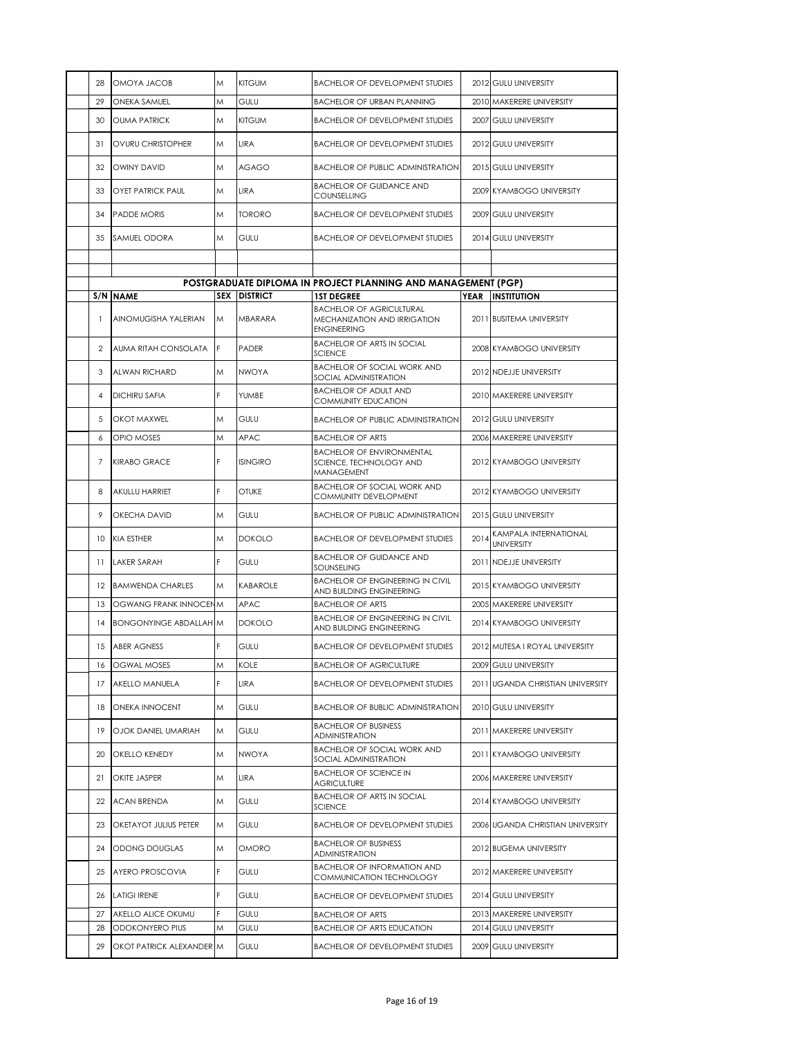| S/N | NAME | SEX | DISTRICT | 1ST DEGREE | YEAR | INSTITUTION |
|---|---|---|---|---|---|---|
| 28 | OMOYA JACOB | M | KITGUM | BACHELOR OF DEVELOPMENT STUDIES | 2012 | GULU UNIVERSITY |
| 29 | ONEKA SAMUEL | M | GULU | BACHELOR OF URBAN PLANNING | 2010 | MAKERERE UNIVERSITY |
| 30 | OUMA PATRICK | M | KITGUM | BACHELOR OF DEVELOPMENT STUDIES | 2007 | GULU UNIVERSITY |
| 31 | OVURU CHRISTOPHER | M | LIRA | BACHELOR OF DEVELOPMENT STUDIES | 2012 | GULU UNIVERSITY |
| 32 | OWINY DAVID | M | AGAGO | BACHELOR OF PUBLIC ADMINISTRATION | 2015 | GULU UNIVERSITY |
| 33 | OYET PATRICK PAUL | M | LIRA | BACHELOR OF GUIDANCE AND COUNSELLING | 2009 | KYAMBOGO UNIVERSITY |
| 34 | PADDE MORIS | M | TORORO | BACHELOR OF DEVELOPMENT STUDIES | 2009 | GULU UNIVERSITY |
| 35 | SAMUEL ODORA | M | GULU | BACHELOR OF DEVELOPMENT STUDIES | 2014 | GULU UNIVERSITY |

**POSTGRADUATE DIPLOMA IN PROJECT PLANNING AND MANAGEMENT (PGP)**

| S/N | NAME | SEX | DISTRICT | 1ST DEGREE | YEAR | INSTITUTION |
|---|---|---|---|---|---|---|
| 1 | AINOMUGISHA YALERIAN | M | MBARARA | BACHELOR OF AGRICULTURAL MECHANIZATION AND IRRIGATION ENGINEERING | 2011 | BUSITEMA UNIVERSITY |
| 2 | AUMA RITAH CONSOLATA | F | PADER | BACHELOR OF ARTS IN SOCIAL SCIENCE | 2008 | KYAMBOGO UNIVERSITY |
| 3 | ALWAN RICHARD | M | NWOYA | BACHELOR OF SOCIAL WORK AND SOCIAL ADMINISTRATION | 2012 | NDEJJE UNIVERSITY |
| 4 | DICHIRU SAFIA | F | YUMBE | BACHELOR OF ADULT AND COMMUNITY EDUCATION | 2010 | MAKERERE UNIVERSITY |
| 5 | OKOT MAXWEL | M | GULU | BACHELOR OF PUBLIC ADMINISTRATION | 2012 | GULU UNIVERSITY |
| 6 | OPIO MOSES | M | APAC | BACHELOR OF ARTS | 2006 | MAKERERE UNIVERSITY |
| 7 | KIRABO GRACE | F | ISINGIRO | BACHELOR OF ENVIRONMENTAL SCIENCE, TECHNOLOGY AND MANAGEMENT | 2012 | KYAMBOGO UNIVERSITY |
| 8 | AKULLU HARRIET | F | OTUKE | BACHELOR OF SOCIAL WORK AND COMMUNITY DEVELOPMENT | 2012 | KYAMBOGO UNIVERSITY |
| 9 | OKECHA DAVID | M | GULU | BACHELOR OF PUBLIC ADMINISTRATION | 2015 | GULU UNIVERSITY |
| 10 | KIA ESTHER | M | DOKOLO | BACHELOR OF DEVELOPMENT STUDIES | 2014 | KAMPALA INTERNATIONAL UNIVERSITY |
| 11 | LAKER SARAH | F | GULU | BACHELOR OF GUIDANCE AND SOUNSELING | 2011 | NDEJJE UNIVERSITY |
| 12 | BAMWENDA CHARLES | M | KABAROLE | BACHELOR OF ENGINEERING IN CIVIL AND BUILDING ENGINEERING | 2015 | KYAMBOGO UNIVERSITY |
| 13 | OGWANG FRANK INNOCEN | M | APAC | BACHELOR OF ARTS | 2005 | MAKERERE UNIVERSITY |
| 14 | BONGONYINGE ABDALLAH | M | DOKOLO | BACHELOR OF ENGINEERING IN CIVIL AND BUILDING ENGINEERING | 2014 | KYAMBOGO UNIVERSITY |
| 15 | ABER AGNESS | F | GULU | BACHELOR OF DEVELOPMENT STUDIES | 2012 | MUTESA I ROYAL UNIVERSITY |
| 16 | OGWAL MOSES | M | KOLE | BACHELOR OF AGRICULTURE | 2009 | GULU UNIVERSITY |
| 17 | AKELLO MANUELA | F | LIRA | BACHELOR OF DEVELOPMENT STUDIES | 2011 | UGANDA CHRISTIAN UNIVERSITY |
| 18 | ONEKA INNOCENT | M | GULU | BACHELOR OF BUBLIC ADMINISTRATION | 2010 | GULU UNIVERSITY |
| 19 | OJOK DANIEL UMARIAH | M | GULU | BACHELOR OF BUSINESS ADMINISTRATION | 2011 | MAKERERE UNIVERSITY |
| 20 | OKELLO KENEDY | M | NWOYA | BACHELOR OF SOCIAL WORK AND SOCIAL ADMINISTRATION | 2011 | KYAMBOGO UNIVERSITY |
| 21 | OKITE JASPER | M | LIRA | BACHELOR OF SCIENCE IN AGRICULTURE | 2006 | MAKERERE UNIVERSITY |
| 22 | ACAN BRENDA | M | GULU | BACHELOR OF ARTS IN SOCIAL SCIENCE | 2014 | KYAMBOGO UNIVERSITY |
| 23 | OKETAYOT JULIUS PETER | M | GULU | BACHELOR OF DEVELOPMENT STUDIES | 2006 | UGANDA CHRISTIAN UNIVERSITY |
| 24 | ODONG DOUGLAS | M | OMORO | BACHELOR OF BUSINESS ADMINISTRATION | 2012 | BUGEMA UNIVERSITY |
| 25 | AYERO PROSCOVIA | F | GULU | BACHELOR OF INFORMATION AND COMMUNICATION TECHNOLOGY | 2012 | MAKERERE UNIVERSITY |
| 26 | LATIGI IRENE | F | GULU | BACHELOR OF DEVELOPMENT STUDIES | 2014 | GULU UNIVERSITY |
| 27 | AKELLO ALICE OKUMU | F | GULU | BACHELOR OF ARTS | 2013 | MAKERERE UNIVERSITY |
| 28 | ODOKONYERO PIUS | M | GULU | BACHELOR OF ARTS EDUCATION | 2014 | GULU UNIVERSITY |
| 29 | OKOT PATRICK ALEXANDER | M | GULU | BACHELOR OF DEVELOPMENT STUDIES | 2009 | GULU UNIVERSITY |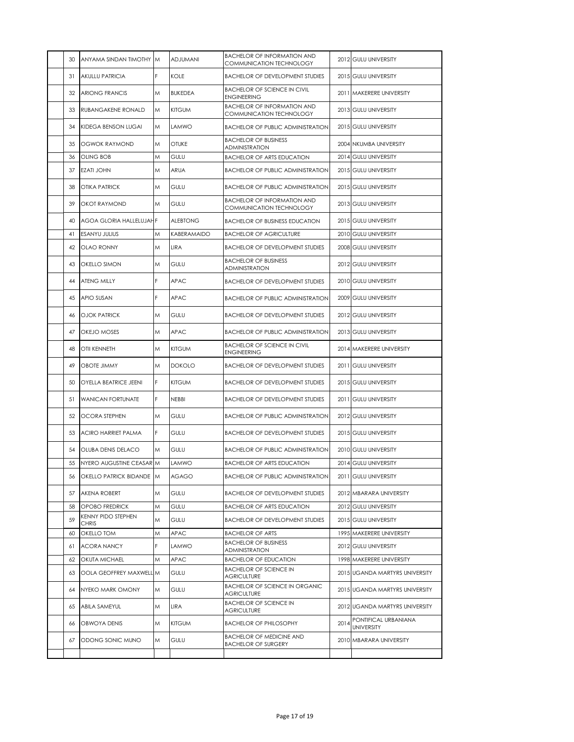| | | | | | | |
|---|---|---|---|---|---|---|
| 30 | ANYAMA SINDAN TIMOTHY | M | ADJUMANI | BACHELOR OF INFORMATION AND COMMUNICATION TECHNOLOGY | 2012 | GULU UNIVERSITY |
| 31 | AKULLU PATRICIA | F | KOLE | BACHELOR OF DEVELOPMENT STUDIES | 2015 | GULU UNIVERSITY |
| 32 | ARIONG FRANCIS | M | BUKEDEA | BACHELOR OF SCIENCE IN CIVIL ENGINEERING | 2011 | MAKERERE UNIVERSITY |
| 33 | RUBANGAKENE RONALD | M | KITGUM | BACHELOR OF INFORMATION AND COMMUNICATION TECHNOLOGY | 2013 | GULU UNIVERSITY |
| 34 | KIDEGA BENSON LUGAI | M | LAMWO | BACHELOR OF PUBLIC ADMINISTRATION | 2015 | GULU UNIVERSITY |
| 35 | OGWOK RAYMOND | M | OTUKE | BACHELOR OF BUSINESS ADMINISTRATION | 2004 | NKUMBA UNIVERSITY |
| 36 | OLING BOB | M | GULU | BACHELOR OF ARTS EDUCATION | 2014 | GULU UNIVERSITY |
| 37 | EZATI JOHN | M | ARUA | BACHELOR OF PUBLIC ADMINISTRATION | 2015 | GULU UNIVERSITY |
| 38 | OTIKA PATRICK | M | GULU | BACHELOR OF PUBLIC ADMINISTRATION | 2015 | GULU UNIVERSITY |
| 39 | OKOT RAYMOND | M | GULU | BACHELOR OF INFORMATION AND COMMUNICATION TECHNOLOGY | 2013 | GULU UNIVERSITY |
| 40 | AGOA GLORIA HALLELUJAH | F | ALEBTONG | BACHELOR OF BUSINESS EDUCATION | 2015 | GULU UNIVERSITY |
| 41 | ESANYU JULIUS | M | KABERAMAIDO | BACHELOR OF AGRICULTURE | 2010 | GULU UNIVERSITY |
| 42 | OLAO RONNY | M | LIRA | BACHELOR OF DEVELOPMENT STUDIES | 2008 | GULU UNIVERSITY |
| 43 | OKELLO SIMON | M | GULU | BACHELOR OF BUSINESS ADMINISTRATION | 2012 | GULU UNIVERSITY |
| 44 | ATENG MILLY | F | APAC | BACHELOR OF DEVELOPMENT STUDIES | 2010 | GULU UNIVERSITY |
| 45 | APIO SUSAN | F | APAC | BACHELOR OF PUBLIC ADMINISTRATION | 2009 | GULU UNIVERSITY |
| 46 | OJOK PATRICK | M | GULU | BACHELOR OF DEVELOPMENT STUDIES | 2012 | GULU UNIVERSITY |
| 47 | OKEJO MOSES | M | APAC | BACHELOR OF PUBLIC ADMINISTRATION | 2013 | GULU UNIVERSITY |
| 48 | OTII KENNETH | M | KITGUM | BACHELOR OF SCIENCE IN CIVIL ENGINEERING | 2014 | MAKERERE UNIVERSITY |
| 49 | OBOTE JIMMY | M | DOKOLO | BACHELOR OF DEVELOPMENT STUDIES | 2011 | GULU UNIVERSITY |
| 50 | OYELLA BEATRICE JEENI | F | KITGUM | BACHELOR OF DEVELOPMENT STUDIES | 2015 | GULU UNIVERSITY |
| 51 | WANICAN FORTUNATE | F | NEBBI | BACHELOR OF DEVELOPMENT STUDIES | 2011 | GULU UNIVERSITY |
| 52 | OCORA STEPHEN | M | GULU | BACHELOR OF PUBLIC ADMINISTRATION | 2012 | GULU UNIVERSITY |
| 53 | ACIRO HARRIET PALMA | F | GULU | BACHELOR OF DEVELOPMENT STUDIES | 2015 | GULU UNIVERSITY |
| 54 | OLUBA DENIS DELACO | M | GULU | BACHELOR OF PUBLIC ADMINISTRATION | 2010 | GULU UNIVERSITY |
| 55 | NYERO AUGUSTINE CEASAR | M | LAMWO | BACHELOR OF ARTS EDUCATION | 2014 | GULU UNIVERSITY |
| 56 | OKELLO PATRICK BIDANDE | M | AGAGO | BACHELOR OF PUBLIC ADMINISTRATION | 2011 | GULU UNIVERSITY |
| 57 | AKENA ROBERT | M | GULU | BACHELOR OF DEVELOPMENT STUDIES | 2012 | MBARARA UNIVERSITY |
| 58 | OPOBO FREDRICK | M | GULU | BACHELOR OF ARTS EDUCATION | 2012 | GULU UNIVERSITY |
| 59 | KENNY PIDO STEPHEN CHRIS | M | GULU | BACHELOR OF DEVELOPMENT STUDIES | 2015 | GULU UNIVERSITY |
| 60 | OKELLO TOM | M | APAC | BACHELOR OF ARTS | 1995 | MAKERERE UNIVERSITY |
| 61 | ACORA NANCY | F | LAMWO | BACHELOR OF BUSINESS ADMINISTRATION | 2012 | GULU UNIVERSITY |
| 62 | OKUTA MICHAEL | M | APAC | BACHELOR OF EDUCATION | 1998 | MAKERERE UNIVERSITY |
| 63 | OOLA GEOFFREY MAXWELL | M | GULU | BACHELOR OF SCIENCE IN AGRICULTURE | 2015 | UGANDA MARTYRS UNIVERSITY |
| 64 | NYEKO MARK OMONY | M | GULU | BACHELOR OF SCIENCE IN ORGANIC AGRICULTURE | 2015 | UGANDA MARTYRS UNIVERSITY |
| 65 | ABILA SAMEYUL | M | LIRA | BACHELOR OF SCIENCE IN AGRICULTURE | 2012 | UGANDA MARTYRS UNIVERSITY |
| 66 | OBWOYA DENIS | M | KITGUM | BACHELOR OF PHILOSOPHY | 2014 | PONTIFICAL URBANIANA UNIVERSITY |
| 67 | ODONG SONIC MUNO | M | GULU | BACHELOR OF MEDICINE AND BACHELOR OF SURGERY | 2010 | MBARARA UNIVERSITY |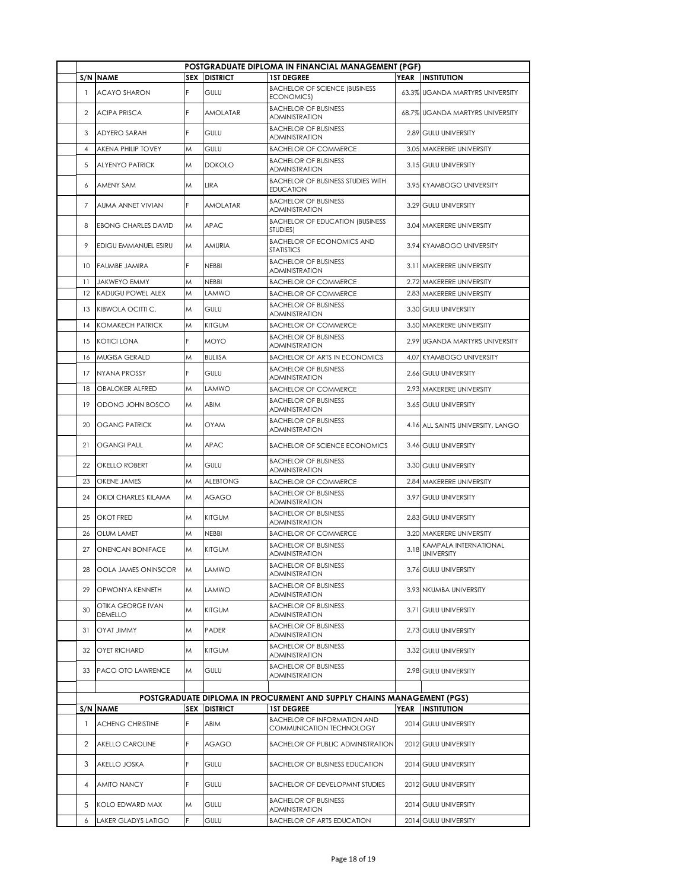## POSTGRADUATE DIPLOMA IN FINANCIAL MANAGEMENT (PGF)

| S/N | NAME | SEX | DISTRICT | 1ST DEGREE | YEAR | INSTITUTION |
|---|---|---|---|---|---|---|
| 1 | ACAYO SHARON | F | GULU | BACHELOR OF SCIENCE (BUSINESS ECONOMICS) | 63.3% | UGANDA MARTYRS UNIVERSITY |
| 2 | ACIPA PRISCA | F | AMOLATAR | BACHELOR OF BUSINESS ADMINISTRATION | 68.7% | UGANDA MARTYRS UNIVERSITY |
| 3 | ADYERO SARAH | F | GULU | BACHELOR OF BUSINESS ADMINISTRATION | 2.89 | GULU UNIVERSITY |
| 4 | AKENA PHILIP TOVEY | M | GULU | BACHELOR OF COMMERCE | 3.05 | MAKERERE UNIVERSITY |
| 5 | ALYENYO PATRICK | M | DOKOLO | BACHELOR OF BUSINESS ADMINISTRATION | 3.15 | GULU UNIVERSITY |
| 6 | AMENY SAM | M | LIRA | BACHELOR OF BUSINESS STUDIES WITH EDUCATION | 3.95 | KYAMBOGO UNIVERSITY |
| 7 | AUMA ANNET VIVIAN | F | AMOLATAR | BACHELOR OF BUSINESS ADMINISTRATION | 3.29 | GULU UNIVERSITY |
| 8 | EBONG CHARLES DAVID | M | APAC | BACHELOR OF EDUCATION (BUSINESS STUDIES) | 3.04 | MAKERERE UNIVERSITY |
| 9 | EDIGU EMMANUEL ESIRU | M | AMURIA | BACHELOR OF ECONOMICS AND STATISTICS | 3.94 | KYAMBOGO UNIVERSITY |
| 10 | FAUMBE JAMIRA | F | NEBBI | BACHELOR OF BUSINESS ADMINISTRATION | 3.11 | MAKERERE UNIVERSITY |
| 11 | JAKWEYO EMMY | M | NEBBI | BACHELOR OF COMMERCE | 2.72 | MAKERERE UNIVERSITY |
| 12 | KADUGU POWEL ALEX | M | LAMWO | BACHELOR OF COMMERCE | 2.83 | MAKERERE UNIVERSITY |
| 13 | KIBWOLA OCITTI C. | M | GULU | BACHELOR OF BUSINESS ADMINISTRATION | 3.30 | GULU UNIVERSITY |
| 14 | KOMAKECH PATRICK | M | KITGUM | BACHELOR OF COMMERCE | 3.50 | MAKERERE UNIVERSITY |
| 15 | KOTICI LONA | F | MOYO | BACHELOR OF BUSINESS ADMINISTRATION | 2.99 | UGANDA MARTYRS UNIVERSITY |
| 16 | MUGISA GERALD | M | BULIISA | BACHELOR OF ARTS IN ECONOMICS | 4.07 | KYAMBOGO UNIVERSITY |
| 17 | NYANA PROSSY | F | GULU | BACHELOR OF BUSINESS ADMINISTRATION | 2.66 | GULU UNIVERSITY |
| 18 | OBALOKER ALFRED | M | LAMWO | BACHELOR OF COMMERCE | 2.93 | MAKERERE UNIVERSITY |
| 19 | ODONG JOHN BOSCO | M | ABIM | BACHELOR OF BUSINESS ADMINISTRATION | 3.65 | GULU UNIVERSITY |
| 20 | OGANG PATRICK | M | OYAM | BACHELOR OF BUSINESS ADMINISTRATION | 4.16 | ALL SAINTS UNIVERSITY, LANGO |
| 21 | OGANGI PAUL | M | APAC | BACHELOR OF SCIENCE ECONOMICS | 3.46 | GULU UNIVERSITY |
| 22 | OKELLO ROBERT | M | GULU | BACHELOR OF BUSINESS ADMINISTRATION | 3.30 | GULU UNIVERSITY |
| 23 | OKENE JAMES | M | ALEBTONG | BACHELOR OF COMMERCE | 2.84 | MAKERERE UNIVERSITY |
| 24 | OKIDI CHARLES KILAMA | M | AGAGO | BACHELOR OF BUSINESS ADMINISTRATION | 3.97 | GULU UNIVERSITY |
| 25 | OKOT FRED | M | KITGUM | BACHELOR OF BUSINESS ADMINISTRATION | 2.83 | GULU UNIVERSITY |
| 26 | OLUM LAMET | M | NEBBI | BACHELOR OF COMMERCE | 3.20 | MAKERERE UNIVERSITY |
| 27 | ONENCAN BONIFACE | M | KITGUM | BACHELOR OF BUSINESS ADMINISTRATION | 3.18 | KAMPALA INTERNATIONAL UNIVERSITY |
| 28 | OOLA JAMES ONINSCOR | M | LAMWO | BACHELOR OF BUSINESS ADMINISTRATION | 3.76 | GULU UNIVERSITY |
| 29 | OPWONYA KENNETH | M | LAMWO | BACHELOR OF BUSINESS ADMINISTRATION | 3.93 | NKUMBA UNIVERSITY |
| 30 | OTIKA GEORGE IVAN DEMELLO | M | KITGUM | BACHELOR OF BUSINESS ADMINISTRATION | 3.71 | GULU UNIVERSITY |
| 31 | OYAT JIMMY | M | PADER | BACHELOR OF BUSINESS ADMINISTRATION | 2.73 | GULU UNIVERSITY |
| 32 | OYET RICHARD | M | KITGUM | BACHELOR OF BUSINESS ADMINISTRATION | 3.32 | GULU UNIVERSITY |
| 33 | PACO OTO LAWRENCE | M | GULU | BACHELOR OF BUSINESS ADMINISTRATION | 2.98 | GULU UNIVERSITY |

## POSTGRADUATE DIPLOMA IN PROCURMENT AND SUPPLY CHAINS MANAGEMENT (PGS)

| S/N | NAME | SEX | DISTRICT | 1ST DEGREE | YEAR | INSTITUTION |
|---|---|---|---|---|---|---|
| 1 | ACHENG CHRISTINE | F | ABIM | BACHELOR OF INFORMATION AND COMMUNICATION TECHNOLOGY | 2014 | GULU UNIVERSITY |
| 2 | AKELLO CAROLINE | F | AGAGO | BACHELOR OF PUBLIC ADMINISTRATION | 2012 | GULU UNIVERSITY |
| 3 | AKELLO JOSKA | F | GULU | BACHELOR OF BUSINESS EDUCATION | 2014 | GULU UNIVERSITY |
| 4 | AMITO NANCY | F | GULU | BACHELOR OF DEVELOPMNT STUDIES | 2012 | GULU UNIVERSITY |
| 5 | KOLO EDWARD MAX | M | GULU | BACHELOR OF BUSINESS ADMINISTRATION | 2014 | GULU UNIVERSITY |
| 6 | LAKER GLADYS LATIGO | F | GULU | BACHELOR OF ARTS EDUCATION | 2014 | GULU UNIVERSITY |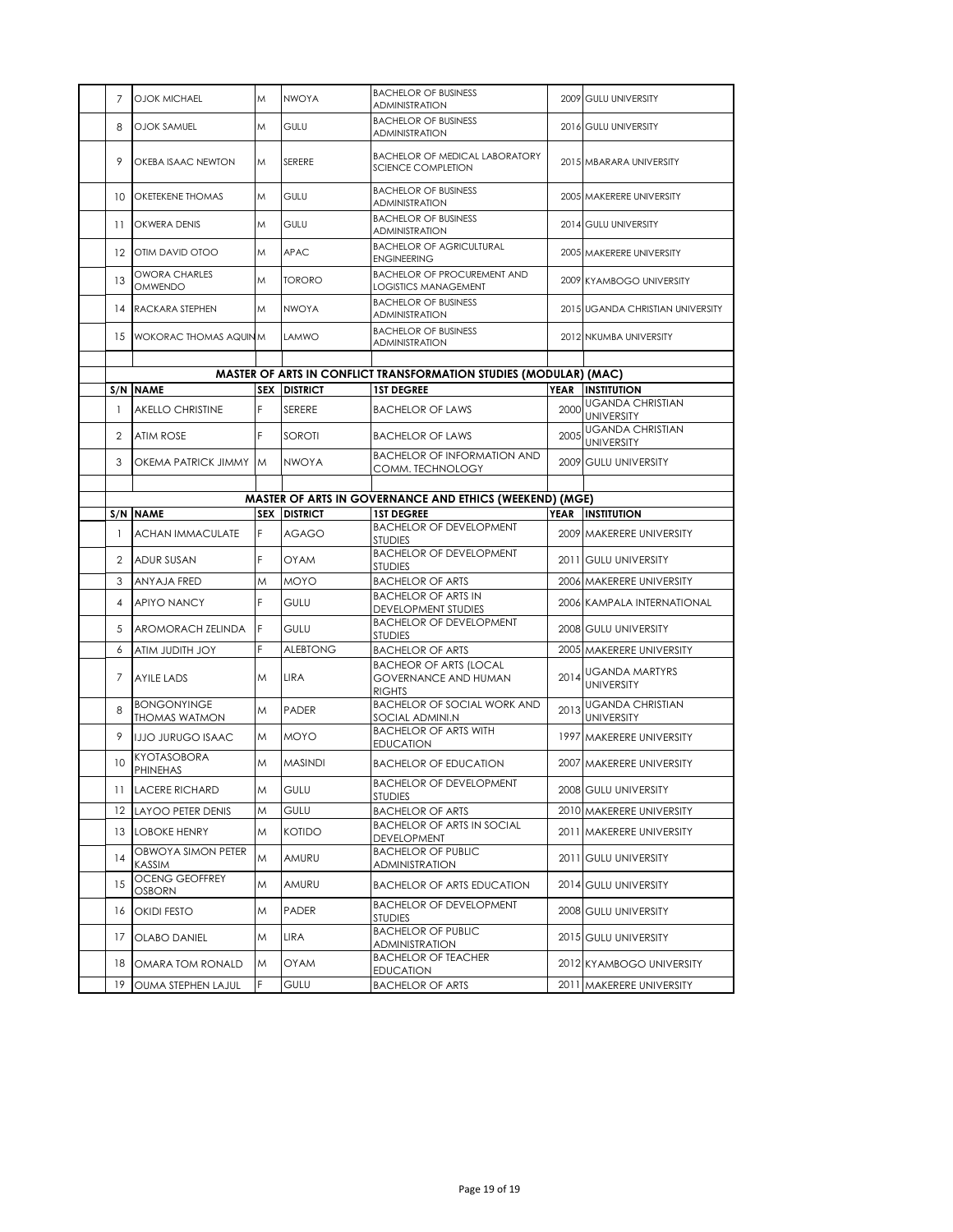| S/N | NAME | SEX | DISTRICT | 1ST DEGREE | YEAR | INSTITUTION |
|---|---|---|---|---|---|---|
| 7 | OJOK MICHAEL | M | NWOYA | BACHELOR OF BUSINESS ADMINISTRATION | 2009 | GULU UNIVERSITY |
| 8 | OJOK SAMUEL | M | GULU | BACHELOR OF BUSINESS ADMINISTRATION | 2016 | GULU UNIVERSITY |
| 9 | OKEBA ISAAC NEWTON | M | SERERE | BACHELOR OF MEDICAL LABORATORY SCIENCE COMPLETION | 2015 | MBARARA UNIVERSITY |
| 10 | OKETEKENE THOMAS | M | GULU | BACHELOR OF BUSINESS ADMINISTRATION | 2005 | MAKERERE UNIVERSITY |
| 11 | OKWERA DENIS | M | GULU | BACHELOR OF BUSINESS ADMINISTRATION | 2014 | GULU UNIVERSITY |
| 12 | OTIM DAVID OTOO | M | APAC | BACHELOR OF AGRICULTURAL ENGINEERING | 2005 | MAKERERE UNIVERSITY |
| 13 | OWORA CHARLES OMWENDO | M | TORORO | BACHELOR OF PROCUREMENT AND LOGISTICS MANAGEMENT | 2009 | KYAMBOGO UNIVERSITY |
| 14 | RACKARA STEPHEN | M | NWOYA | BACHELOR OF BUSINESS ADMINISTRATION | 2015 | UGANDA CHRISTIAN UNIVERSITY |
| 15 | WOKORAC THOMAS AQUIN | M | LAMWO | BACHELOR OF BUSINESS ADMINISTRATION | 2012 | NKUMBA UNIVERSITY |

**MASTER OF ARTS IN CONFLICT TRANSFORMATION STUDIES (MODULAR) (MAC)**

| S/N | NAME | SEX | DISTRICT | 1ST DEGREE | YEAR | INSTITUTION |
|---|---|---|---|---|---|---|
| 1 | AKELLO CHRISTINE | F | SERERE | BACHELOR OF LAWS | 2000 | UGANDA CHRISTIAN UNIVERSITY |
| 2 | ATIM ROSE | F | SOROTI | BACHELOR OF LAWS | 2005 | UGANDA CHRISTIAN UNIVERSITY |
| 3 | OKEMA PATRICK JIMMY | M | NWOYA | BACHELOR OF INFORMATION AND COMM. TECHNOLOGY | 2009 | GULU UNIVERSITY |

**MASTER OF ARTS IN GOVERNANCE AND ETHICS (WEEKEND) (MGE)**

| S/N | NAME | SEX | DISTRICT | 1ST DEGREE | YEAR | INSTITUTION |
|---|---|---|---|---|---|---|
| 1 | ACHAN IMMACULATE | F | AGAGO | BACHELOR OF DEVELOPMENT STUDIES | 2009 | MAKERERE UNIVERSITY |
| 2 | ADUR SUSAN | F | OYAM | BACHELOR OF DEVELOPMENT STUDIES | 2011 | GULU UNIVERSITY |
| 3 | ANYAJA FRED | M | MOYO | BACHELOR OF ARTS | 2006 | MAKERERE UNIVERSITY |
| 4 | APIYO NANCY | F | GULU | BACHELOR OF ARTS IN DEVELOPMENT STUDIES | 2006 | KAMPALA INTERNATIONAL |
| 5 | AROMORACH ZELINDA | F | GULU | BACHELOR OF DEVELOPMENT STUDIES | 2008 | GULU UNIVERSITY |
| 6 | ATIM JUDITH JOY | F | ALEBTONG | BACHELOR OF ARTS | 2005 | MAKERERE UNIVERSITY |
| 7 | AYILE LADS | M | LIRA | BACHEOR OF ARTS (LOCAL GOVERNANCE AND HUMAN RIGHTS | 2014 | UGANDA MARTYRS UNIVERSITY |
| 8 | BONGONYINGE THOMAS WATMON | M | PADER | BACHELOR OF SOCIAL WORK AND SOCIAL ADMINI.N | 2013 | UGANDA CHRISTIAN UNIVERSITY |
| 9 | IJJO JURUGO ISAAC | M | MOYO | BACHELOR OF ARTS WITH EDUCATION | 1997 | MAKERERE UNIVERSITY |
| 10 | KYOTASOBORA PHINEHAS | M | MASINDI | BACHELOR OF EDUCATION | 2007 | MAKERERE UNIVERSITY |
| 11 | LACERE RICHARD | M | GULU | BACHELOR OF DEVELOPMENT STUDIES | 2008 | GULU UNIVERSITY |
| 12 | LAYOO PETER DENIS | M | GULU | BACHELOR OF ARTS | 2010 | MAKERERE UNIVERSITY |
| 13 | LOBOKE HENRY | M | KOTIDO | BACHELOR OF ARTS IN SOCIAL DEVELOPMENT | 2011 | MAKERERE UNIVERSITY |
| 14 | OBWOYA SIMON PETER KASSIM | M | AMURU | BACHELOR OF PUBLIC ADMINISTRATION | 2011 | GULU UNIVERSITY |
| 15 | OCENG GEOFFREY OSBORN | M | AMURU | BACHELOR OF ARTS EDUCATION | 2014 | GULU UNIVERSITY |
| 16 | OKIDI FESTO | M | PADER | BACHELOR OF DEVELOPMENT STUDIES | 2008 | GULU UNIVERSITY |
| 17 | OLABO DANIEL | M | LIRA | BACHELOR OF PUBLIC ADMINISTRATION | 2015 | GULU UNIVERSITY |
| 18 | OMARA TOM RONALD | M | OYAM | BACHELOR OF TEACHER EDUCATION | 2012 | KYAMBOGO UNIVERSITY |
| 19 | OUMA STEPHEN LAJUL | F | GULU | BACHELOR OF ARTS | 2011 | MAKERERE UNIVERSITY |